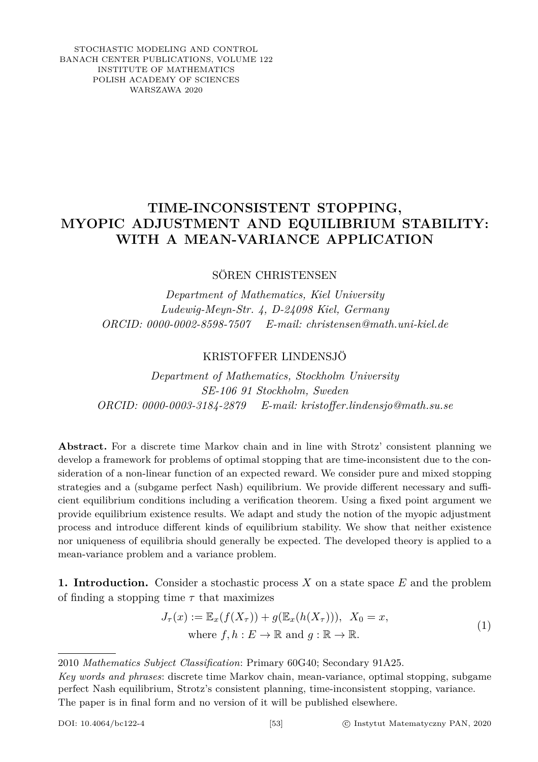STOCHASTIC MODELING AND CONTROL
BANACH CENTER PUBLICATIONS, VOLUME 122
INSTITUTE OF MATHEMATICS
POLISH ACADEMY OF SCIENCES
WARSZAWA 2020

# TIME-INCONSISTENT STOPPING, MYOPIC ADJUSTMENT AND EQUILIBRIUM STABILITY: WITH A MEAN-VARIANCE APPLICATION

SÖREN CHRISTENSEN

*Department of Mathematics, Kiel University*
*Ludewig-Meyn-Str. 4, D-24098 Kiel, Germany*
*ORCID: 0000-0002-8598-7507 E-mail: christensen@math.uni-kiel.de*

KRISTOFFER LINDENSJÖ

*Department of Mathematics, Stockholm University*
*SE-106 91 Stockholm, Sweden*
*ORCID: 0000-0003-3184-2879 E-mail: kristoffer.lindensjo@math.su.se*

**Abstract.** For a discrete time Markov chain and in line with Strotz' consistent planning we develop a framework for problems of optimal stopping that are time-inconsistent due to the consideration of a non-linear function of an expected reward. We consider pure and mixed stopping strategies and a (subgame perfect Nash) equilibrium. We provide different necessary and sufficient equilibrium conditions including a verification theorem. Using a fixed point argument we provide equilibrium existence results. We adapt and study the notion of the myopic adjustment process and introduce different kinds of equilibrium stability. We show that neither existence nor uniqueness of equilibria should generally be expected. The developed theory is applied to a mean-variance problem and a variance problem.

**1. Introduction.** Consider a stochastic process $X$ on a state space $E$ and the problem of finding a stopping time $\tau$ that maximizes

$$J_\tau(x) := \mathbb{E}_x(f(X_\tau)) + g(\mathbb{E}_x(h(X_\tau))), \quad X_0 = x, \\ \text{where } f, h : E \to \mathbb{R} \text{ and } g : \mathbb{R} \to \mathbb{R}. \tag{1}$$

2010 *Mathematics Subject Classification*: Primary 60G40; Secondary 91A25.

*Key words and phrases*: discrete time Markov chain, mean-variance, optimal stopping, subgame perfect Nash equilibrium, Strotz's consistent planning, time-inconsistent stopping, variance.

The paper is in final form and no version of it will be published elsewhere.

DOI: 10.4064/bc122-4 [53] © Instytut Matematyczny PAN, 2020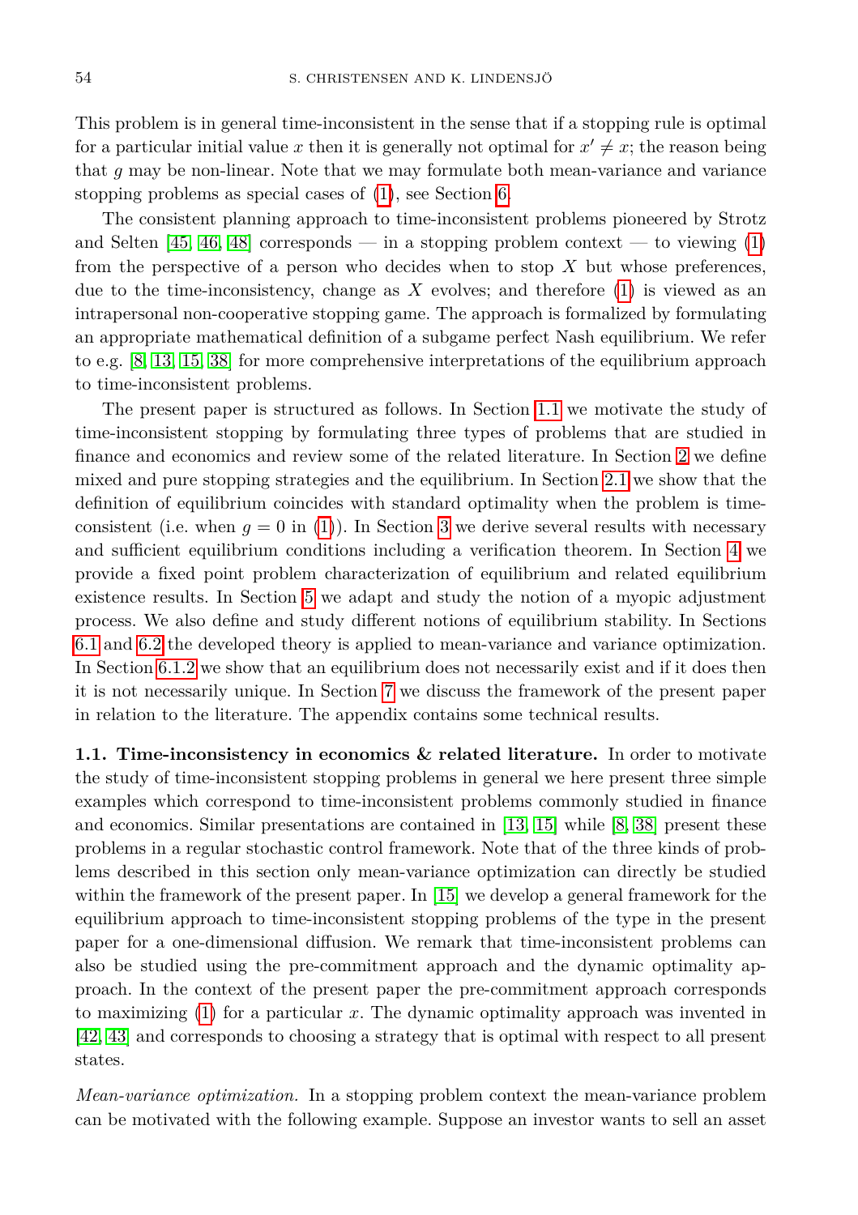This problem is in general time-inconsistent in the sense that if a stopping rule is optimal for a particular initial value $x$ then it is generally not optimal for $x' \neq x$; the reason being that $g$ may be non-linear. Note that we may formulate both mean-variance and variance stopping problems as special cases of (1), see Section 6.

The consistent planning approach to time-inconsistent problems pioneered by Strotz and Selten [45, 46, 48] corresponds — in a stopping problem context — to viewing (1) from the perspective of a person who decides when to stop $X$ but whose preferences, due to the time-inconsistency, change as $X$ evolves; and therefore (1) is viewed as an intrapersonal non-cooperative stopping game. The approach is formalized by formulating an appropriate mathematical definition of a subgame perfect Nash equilibrium. We refer to e.g. [8, 13, 15, 38] for more comprehensive interpretations of the equilibrium approach to time-inconsistent problems.

The present paper is structured as follows. In Section 1.1 we motivate the study of time-inconsistent stopping by formulating three types of problems that are studied in finance and economics and review some of the related literature. In Section 2 we define mixed and pure stopping strategies and the equilibrium. In Section 2.1 we show that the definition of equilibrium coincides with standard optimality when the problem is time-consistent (i.e. when $g = 0$ in (1)). In Section 3 we derive several results with necessary and sufficient equilibrium conditions including a verification theorem. In Section 4 we provide a fixed point problem characterization of equilibrium and related equilibrium existence results. In Section 5 we adapt and study the notion of a myopic adjustment process. We also define and study different notions of equilibrium stability. In Sections 6.1 and 6.2 the developed theory is applied to mean-variance and variance optimization. In Section 6.1.2 we show that an equilibrium does not necessarily exist and if it does then it is not necessarily unique. In Section 7 we discuss the framework of the present paper in relation to the literature. The appendix contains some technical results.

**1.1. Time-inconsistency in economics & related literature.** In order to motivate the study of time-inconsistent stopping problems in general we here present three simple examples which correspond to time-inconsistent problems commonly studied in finance and economics. Similar presentations are contained in [13, 15] while [8, 38] present these problems in a regular stochastic control framework. Note that of the three kinds of problems described in this section only mean-variance optimization can directly be studied within the framework of the present paper. In [15] we develop a general framework for the equilibrium approach to time-inconsistent stopping problems of the type in the present paper for a one-dimensional diffusion. We remark that time-inconsistent problems can also be studied using the pre-commitment approach and the dynamic optimality approach. In the context of the present paper the pre-commitment approach corresponds to maximizing (1) for a particular $x$. The dynamic optimality approach was invented in [42, 43] and corresponds to choosing a strategy that is optimal with respect to all present states.

*Mean-variance optimization.* In a stopping problem context the mean-variance problem can be motivated with the following example. Suppose an investor wants to sell an asset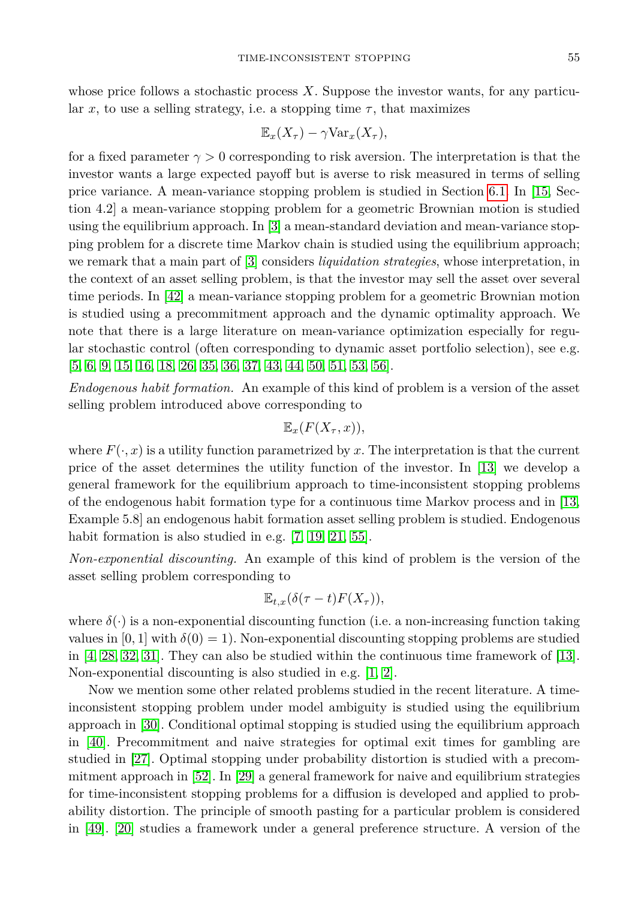whose price follows a stochastic process $X$. Suppose the investor wants, for any particular $x$, to use a selling strategy, i.e. a stopping time $\tau$, that maximizes

$$\mathbb{E}_x(X_\tau) - \gamma \text{Var}_x(X_\tau),$$

for a fixed parameter $\gamma > 0$ corresponding to risk aversion. The interpretation is that the investor wants a large expected payoff but is averse to risk measured in terms of selling price variance. A mean-variance stopping problem is studied in Section 6.1. In [15, Section 4.2] a mean-variance stopping problem for a geometric Brownian motion is studied using the equilibrium approach. In [3] a mean-standard deviation and mean-variance stopping problem for a discrete time Markov chain is studied using the equilibrium approach; we remark that a main part of [3] considers *liquidation strategies*, whose interpretation, in the context of an asset selling problem, is that the investor may sell the asset over several time periods. In [42] a mean-variance stopping problem for a geometric Brownian motion is studied using a precommitment approach and the dynamic optimality approach. We note that there is a large literature on mean-variance optimization especially for regular stochastic control (often corresponding to dynamic asset portfolio selection), see e.g. [5, 6, 9, 15, 16, 18, 26, 35, 36, 37, 43, 44, 50, 51, 53, 56].

*Endogenous habit formation.* An example of this kind of problem is a version of the asset selling problem introduced above corresponding to

$$\mathbb{E}_x(F(X_\tau, x)),$$

where $F(\cdot, x)$ is a utility function parametrized by $x$. The interpretation is that the current price of the asset determines the utility function of the investor. In [13] we develop a general framework for the equilibrium approach to time-inconsistent stopping problems of the endogenous habit formation type for a continuous time Markov process and in [13, Example 5.8] an endogenous habit formation asset selling problem is studied. Endogenous habit formation is also studied in e.g. [7, 19, 21, 55].

*Non-exponential discounting.* An example of this kind of problem is the version of the asset selling problem corresponding to

$$\mathbb{E}_{t,x}(\delta(\tau - t)F(X_\tau)),$$

where $\delta(\cdot)$ is a non-exponential discounting function (i.e. a non-increasing function taking values in $[0, 1]$ with $\delta(0) = 1$). Non-exponential discounting stopping problems are studied in [4, 28, 32, 31]. They can also be studied within the continuous time framework of [13]. Non-exponential discounting is also studied in e.g. [1, 2].

Now we mention some other related problems studied in the recent literature. A time-inconsistent stopping problem under model ambiguity is studied using the equilibrium approach in [30]. Conditional optimal stopping is studied using the equilibrium approach in [40]. Precommitment and naive strategies for optimal exit times for gambling are studied in [27]. Optimal stopping under probability distortion is studied with a precommitment approach in [52]. In [29] a general framework for naive and equilibrium strategies for time-inconsistent stopping problems for a diffusion is developed and applied to probability distortion. The principle of smooth pasting for a particular problem is considered in [49]. [20] studies a framework under a general preference structure. A version of the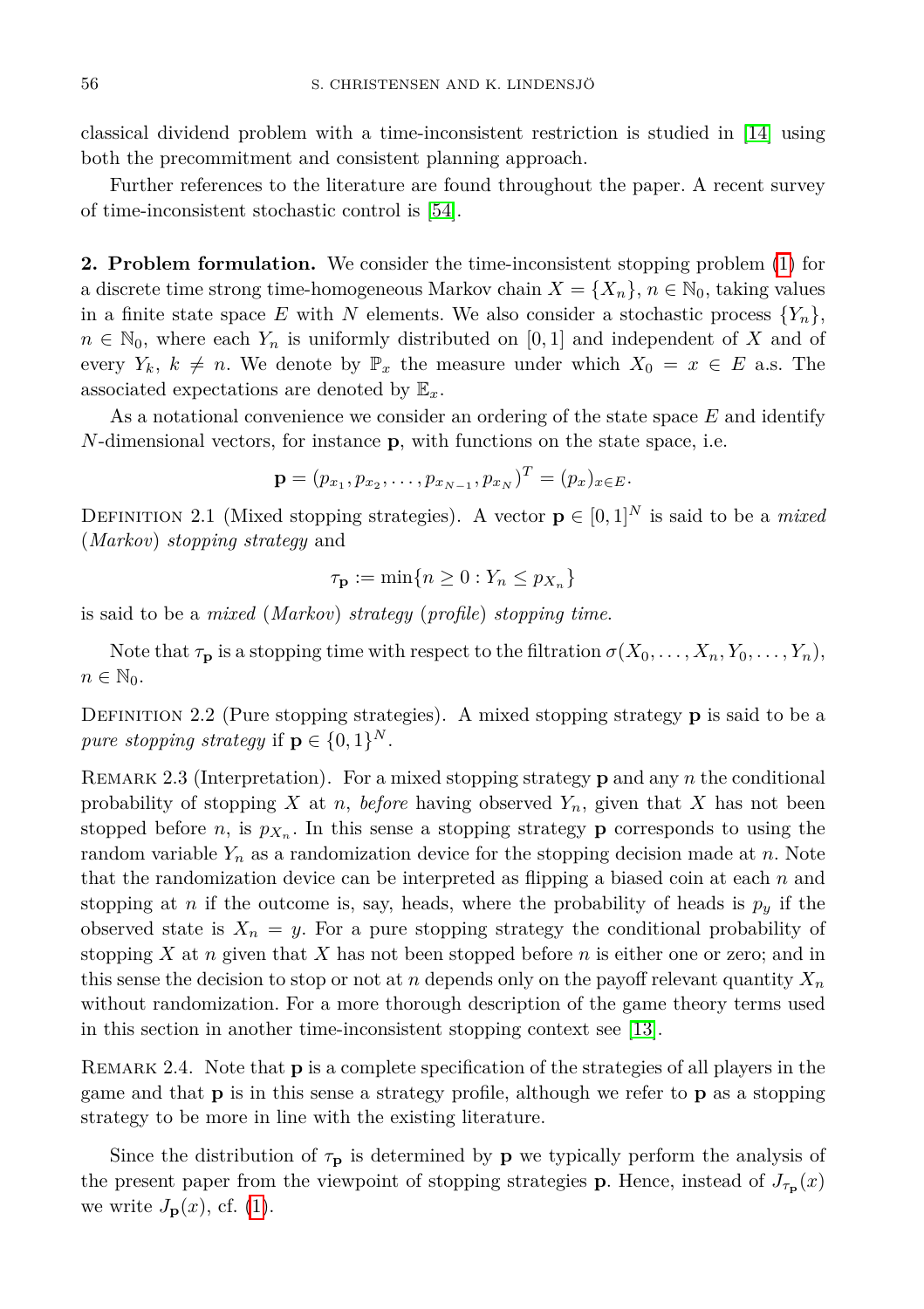classical dividend problem with a time-inconsistent restriction is studied in [14] using both the precommitment and consistent planning approach.

Further references to the literature are found throughout the paper. A recent survey of time-inconsistent stochastic control is [54].

## 2. Problem formulation.

We consider the time-inconsistent stopping problem (1) for a discrete time strong time-homogeneous Markov chain $X = \{X_n\}$, $n \in \mathbb{N}_0$, taking values in a finite state space $E$ with $N$ elements. We also consider a stochastic process $\{Y_n\}$, $n \in \mathbb{N}_0$, where each $Y_n$ is uniformly distributed on $[0,1]$ and independent of $X$ and of every $Y_k$, $k \neq n$. We denote by $\mathbb{P}_x$ the measure under which $X_0 = x \in E$ a.s. The associated expectations are denoted by $\mathbb{E}_x$.

As a notational convenience we consider an ordering of the state space $E$ and identify $N$-dimensional vectors, for instance $\mathbf{p}$, with functions on the state space, i.e.

$$\mathbf{p} = (p_{x_1}, p_{x_2}, \ldots, p_{x_{N-1}}, p_{x_N})^T = (p_x)_{x \in E}.$$

Definition 2.1 (Mixed stopping strategies). A vector $\mathbf{p} \in [0,1]^N$ is said to be a *mixed* (*Markov*) *stopping strategy* and

$$\tau_{\mathbf{p}} := \min\{n \geq 0 : Y_n \leq p_{X_n}\}$$

is said to be a *mixed* (*Markov*) *strategy* (*profile*) *stopping time*.

Note that $\tau_{\mathbf{p}}$ is a stopping time with respect to the filtration $\sigma(X_0, \ldots, X_n, Y_0, \ldots, Y_n)$, $n \in \mathbb{N}_0$.

Definition 2.2 (Pure stopping strategies). A mixed stopping strategy $\mathbf{p}$ is said to be a *pure stopping strategy* if $\mathbf{p} \in \{0,1\}^N$.

Remark 2.3 (Interpretation). For a mixed stopping strategy $\mathbf{p}$ and any $n$ the conditional probability of stopping $X$ at $n$, *before* having observed $Y_n$, given that $X$ has not been stopped before $n$, is $p_{X_n}$. In this sense a stopping strategy $\mathbf{p}$ corresponds to using the random variable $Y_n$ as a randomization device for the stopping decision made at $n$. Note that the randomization device can be interpreted as flipping a biased coin at each $n$ and stopping at $n$ if the outcome is, say, heads, where the probability of heads is $p_y$ if the observed state is $X_n = y$. For a pure stopping strategy the conditional probability of stopping $X$ at $n$ given that $X$ has not been stopped before $n$ is either one or zero; and in this sense the decision to stop or not at $n$ depends only on the payoff relevant quantity $X_n$ without randomization. For a more thorough description of the game theory terms used in this section in another time-inconsistent stopping context see [13].

Remark 2.4. Note that $\mathbf{p}$ is a complete specification of the strategies of all players in the game and that $\mathbf{p}$ is in this sense a strategy profile, although we refer to $\mathbf{p}$ as a stopping strategy to be more in line with the existing literature.

Since the distribution of $\tau_{\mathbf{p}}$ is determined by $\mathbf{p}$ we typically perform the analysis of the present paper from the viewpoint of stopping strategies $\mathbf{p}$. Hence, instead of $J_{\tau_{\mathbf{p}}}(x)$ we write $J_{\mathbf{p}}(x)$, cf. (1).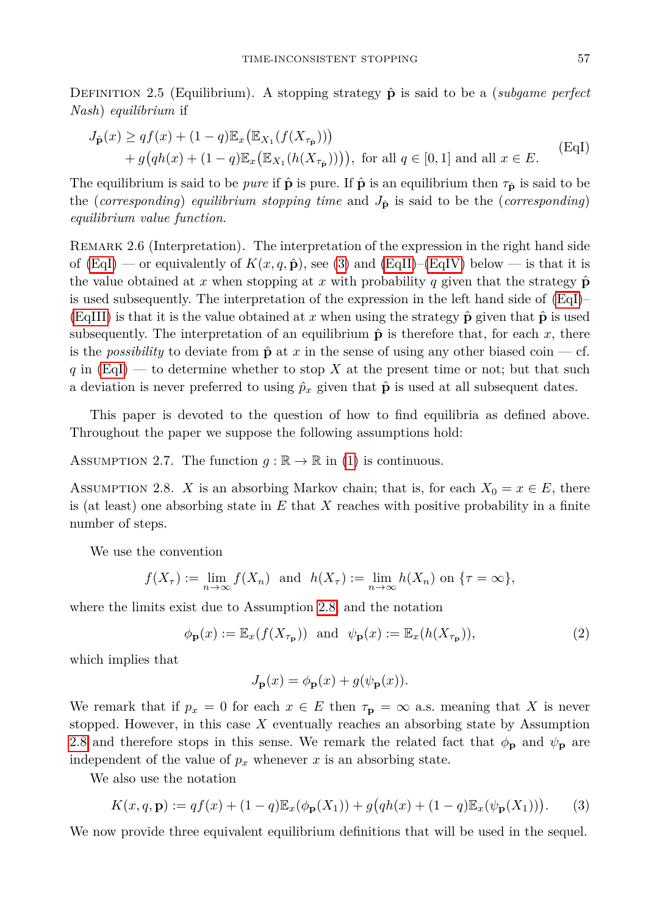Definition 2.5 (Equilibrium). A stopping strategy $\hat{\mathbf{p}}$ is said to be a (*subgame perfect Nash*) *equilibrium* if

$$
\begin{aligned}
J_{\hat{\mathbf{p}}}(x) \geq\; & qf(x) + (1-q)\mathbb{E}_x\big(\mathbb{E}_{X_1}(f(X_{\tau_{\hat{\mathbf{p}}}}))\big) \\
& + g\big(qh(x) + (1-q)\mathbb{E}_x\big(\mathbb{E}_{X_1}(h(X_{\tau_{\hat{\mathbf{p}}}}))\big)\big), \text{ for all } q \in [0,1] \text{ and all } x \in E.
\end{aligned}
\tag{EqI}
$$

The equilibrium is said to be *pure* if $\hat{\mathbf{p}}$ is pure. If $\hat{\mathbf{p}}$ is an equilibrium then $\tau_{\hat{\mathbf{p}}}$ is said to be the (*corresponding*) *equilibrium stopping time* and $J_{\hat{\mathbf{p}}}$ is said to be the (*corresponding*) *equilibrium value function*.

Remark 2.6 (Interpretation). The interpretation of the expression in the right hand side of (EqI) — or equivalently of $K(x,q,\hat{\mathbf{p}})$, see (3) and (EqII)–(EqIV) below — is that it is the value obtained at $x$ when stopping at $x$ with probability $q$ given that the strategy $\hat{\mathbf{p}}$ is used subsequently. The interpretation of the expression in the left hand side of (EqI)–(EqIII) is that it is the value obtained at $x$ when using the strategy $\hat{\mathbf{p}}$ given that $\hat{\mathbf{p}}$ is used subsequently. The interpretation of an equilibrium $\hat{\mathbf{p}}$ is therefore that, for each $x$, there is the *possibility* to deviate from $\hat{\mathbf{p}}$ at $x$ in the sense of using any other biased coin — cf. $q$ in (EqI) — to determine whether to stop $X$ at the present time or not; but that such a deviation is never preferred to using $\hat{p}_x$ given that $\hat{\mathbf{p}}$ is used at all subsequent dates.

This paper is devoted to the question of how to find equilibria as defined above. Throughout the paper we suppose the following assumptions hold:

Assumption 2.7. The function $g : \mathbb{R} \to \mathbb{R}$ in (1) is continuous.

Assumption 2.8. $X$ is an absorbing Markov chain; that is, for each $X_0 = x \in E$, there is (at least) one absorbing state in $E$ that $X$ reaches with positive probability in a finite number of steps.

We use the convention

$$
f(X_\tau) := \lim_{n\to\infty} f(X_n) \quad \text{and} \quad h(X_\tau) := \lim_{n\to\infty} h(X_n) \text{ on } \{\tau = \infty\},
$$

where the limits exist due to Assumption 2.8, and the notation

$$
\phi_{\mathbf{p}}(x) := \mathbb{E}_x(f(X_{\tau_{\mathbf{p}}})) \quad \text{and} \quad \psi_{\mathbf{p}}(x) := \mathbb{E}_x(h(X_{\tau_{\mathbf{p}}})), \tag{2}
$$

which implies that

$$
J_{\mathbf{p}}(x) = \phi_{\mathbf{p}}(x) + g(\psi_{\mathbf{p}}(x)).
$$

We remark that if $p_x = 0$ for each $x \in E$ then $\tau_{\mathbf{p}} = \infty$ a.s. meaning that $X$ is never stopped. However, in this case $X$ eventually reaches an absorbing state by Assumption 2.8 and therefore stops in this sense. We remark the related fact that $\phi_{\mathbf{p}}$ and $\psi_{\mathbf{p}}$ are independent of the value of $p_x$ whenever $x$ is an absorbing state.

We also use the notation

$$
K(x,q,\mathbf{p}) := qf(x) + (1-q)\mathbb{E}_x(\phi_{\mathbf{p}}(X_1)) + g\big(qh(x) + (1-q)\mathbb{E}_x(\psi_{\mathbf{p}}(X_1))\big). \tag{3}
$$

We now provide three equivalent equilibrium definitions that will be used in the sequel.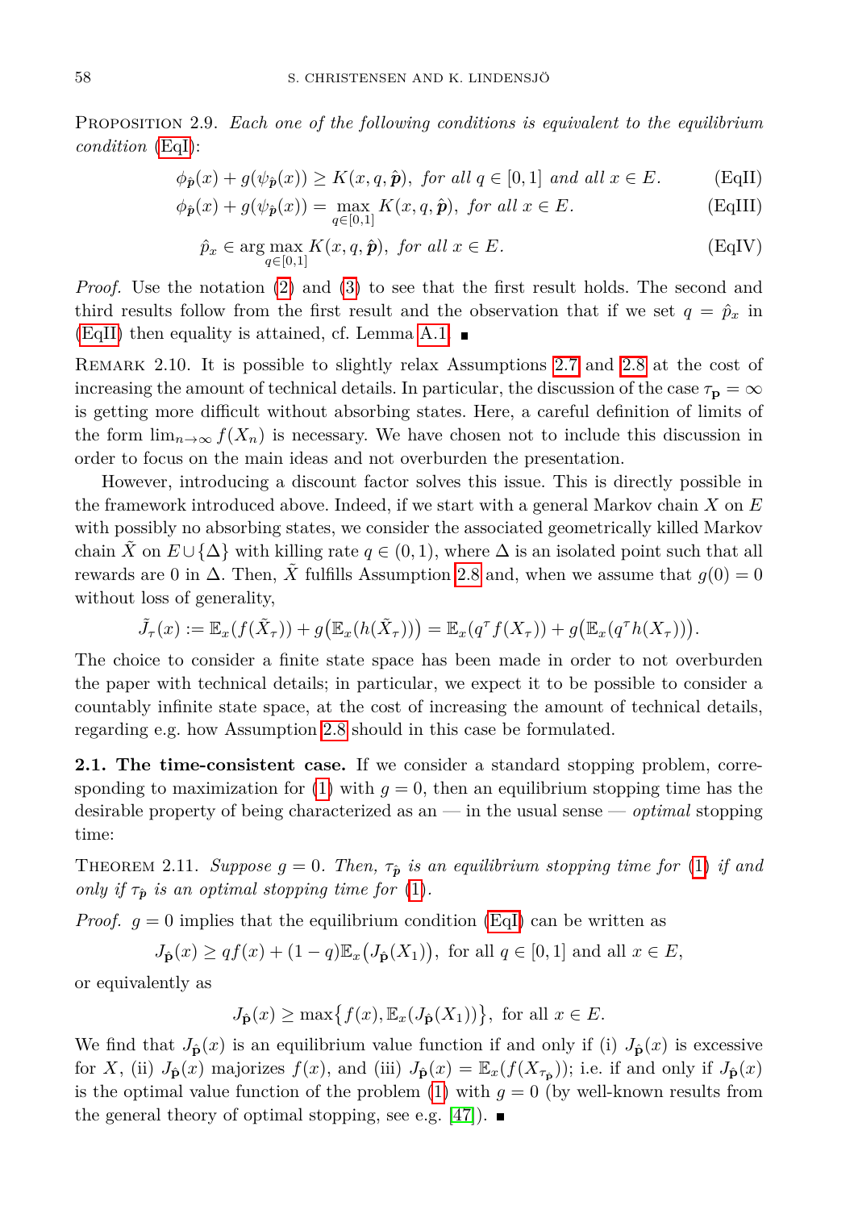Proposition 2.9. *Each one of the following conditions is equivalent to the equilibrium condition* (EqI):

$$\phi_{\hat{\mathbf{p}}}(x) + g(\psi_{\hat{\mathbf{p}}}(x)) \geq K(x, q, \hat{\boldsymbol{p}}), \text{ for all } q \in [0,1] \text{ and all } x \in E. \tag{EqII}$$

$$\phi_{\hat{\mathbf{p}}}(x) + g(\psi_{\hat{\mathbf{p}}}(x)) = \max_{q\in[0,1]} K(x, q, \hat{\boldsymbol{p}}), \text{ for all } x \in E. \tag{EqIII}$$

$$\hat{p}_x \in \arg\max_{q\in[0,1]} K(x, q, \hat{\boldsymbol{p}}), \text{ for all } x \in E. \tag{EqIV}$$

*Proof.* Use the notation (2) and (3) to see that the first result holds. The second and third results follow from the first result and the observation that if we set $q = \hat{p}_x$ in (EqII) then equality is attained, cf. Lemma A.1. ∎

Remark 2.10. It is possible to slightly relax Assumptions 2.7 and 2.8 at the cost of increasing the amount of technical details. In particular, the discussion of the case $\tau_{\mathbf{p}} = \infty$ is getting more difficult without absorbing states. Here, a careful definition of limits of the form $\lim_{n\to\infty} f(X_n)$ is necessary. We have chosen not to include this discussion in order to focus on the main ideas and not overburden the presentation.

However, introducing a discount factor solves this issue. This is directly possible in the framework introduced above. Indeed, if we start with a general Markov chain $X$ on $E$ with possibly no absorbing states, we consider the associated geometrically killed Markov chain $\tilde{X}$ on $E \cup \{\Delta\}$ with killing rate $q \in (0,1)$, where $\Delta$ is an isolated point such that all rewards are 0 in $\Delta$. Then, $\tilde{X}$ fulfills Assumption 2.8 and, when we assume that $g(0) = 0$ without loss of generality,

$$\tilde{J}_\tau(x) := \mathbb{E}_x(f(\tilde{X}_\tau)) + g\big(\mathbb{E}_x(h(\tilde{X}_\tau))\big) = \mathbb{E}_x(q^\tau f(X_\tau)) + g\big(\mathbb{E}_x(q^\tau h(X_\tau))\big).$$

The choice to consider a finite state space has been made in order to not overburden the paper with technical details; in particular, we expect it to be possible to consider a countably infinite state space, at the cost of increasing the amount of technical details, regarding e.g. how Assumption 2.8 should in this case be formulated.

**2.1. The time-consistent case.** If we consider a standard stopping problem, corresponding to maximization for (1) with $g = 0$, then an equilibrium stopping time has the desirable property of being characterized as an — in the usual sense — *optimal* stopping time:

Theorem 2.11. *Suppose $g = 0$. Then, $\tau_{\hat{\mathbf{p}}}$ is an equilibrium stopping time for* (1) *if and only if $\tau_{\hat{\mathbf{p}}}$ is an optimal stopping time for* (1).

*Proof.* $g = 0$ implies that the equilibrium condition (EqI) can be written as

$$J_{\hat{\mathbf{p}}}(x) \geq qf(x) + (1-q)\mathbb{E}_x\big(J_{\hat{\mathbf{p}}}(X_1)\big), \text{ for all } q \in [0,1] \text{ and all } x \in E,$$

or equivalently as

$$J_{\hat{\mathbf{p}}}(x) \geq \max\big\{f(x), \mathbb{E}_x(J_{\hat{\mathbf{p}}}(X_1))\big\}, \text{ for all } x \in E.$$

We find that $J_{\hat{\mathbf{p}}}(x)$ is an equilibrium value function if and only if (i) $J_{\hat{\mathbf{p}}}(x)$ is excessive for $X$, (ii) $J_{\hat{\mathbf{p}}}(x)$ majorizes $f(x)$, and (iii) $J_{\hat{\mathbf{p}}}(x) = \mathbb{E}_x(f(X_{\tau_{\hat{\mathbf{p}}}}))$; i.e. if and only if $J_{\hat{\mathbf{p}}}(x)$ is the optimal value function of the problem (1) with $g = 0$ (by well-known results from the general theory of optimal stopping, see e.g. [47]). ∎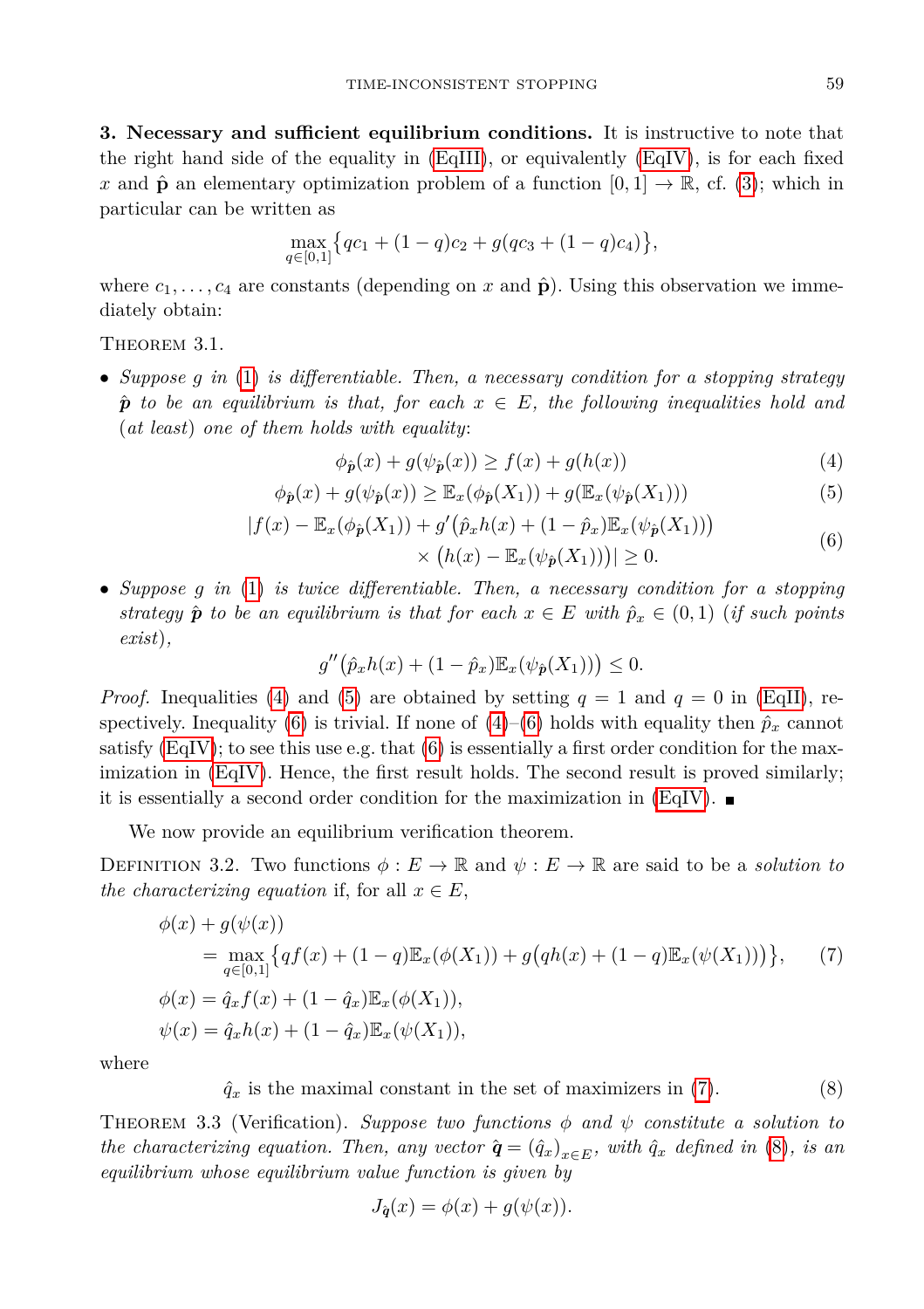**3. Necessary and sufficient equilibrium conditions.** It is instructive to note that the right hand side of the equality in (EqIII), or equivalently (EqIV), is for each fixed $x$ and $\hat{\mathbf{p}}$ an elementary optimization problem of a function $[0,1] \to \mathbb{R}$, cf. (3); which in particular can be written as

$$\max_{q\in[0,1]} \big\{qc_1 + (1-q)c_2 + g(qc_3 + (1-q)c_4)\big\},$$

where $c_1,\ldots,c_4$ are constants (depending on $x$ and $\hat{\mathbf{p}}$). Using this observation we immediately obtain:

Theorem 3.1.

- *Suppose $g$ in (1) is differentiable. Then, a necessary condition for a stopping strategy $\hat{\boldsymbol{p}}$ to be an equilibrium is that, for each $x \in E$, the following inequalities hold and (at least) one of them holds with equality:*

$$\phi_{\hat{\mathbf{p}}}(x) + g(\psi_{\hat{\mathbf{p}}}(x)) \geq f(x) + g(h(x)) \tag{4}$$

$$\phi_{\hat{\mathbf{p}}}(x) + g(\psi_{\hat{\mathbf{p}}}(x)) \geq \mathbb{E}_x(\phi_{\hat{\mathbf{p}}}(X_1)) + g(\mathbb{E}_x(\psi_{\hat{\mathbf{p}}}(X_1))) \tag{5}$$

$$\begin{aligned} |f(x) - \mathbb{E}_x(\phi_{\hat{\mathbf{p}}}(X_1)) + g'\big(\hat{p}_x h(x) + (1-\hat{p}_x)\mathbb{E}_x(\psi_{\hat{\mathbf{p}}}(X_1))\big)& \\ \times \big(h(x) - \mathbb{E}_x(\psi_{\hat{\mathbf{p}}}(X_1))\big)| \geq 0.& \end{aligned} \tag{6}$$

- *Suppose $g$ in (1) is twice differentiable. Then, a necessary condition for a stopping strategy $\hat{\boldsymbol{p}}$ to be an equilibrium is that for each $x \in E$ with $\hat{p}_x \in (0,1)$ (if such points exist),*

$$g''\big(\hat{p}_x h(x) + (1-\hat{p}_x)\mathbb{E}_x(\psi_{\hat{\mathbf{p}}}(X_1))\big) \leq 0.$$

*Proof.* Inequalities (4) and (5) are obtained by setting $q=1$ and $q=0$ in (EqII), respectively. Inequality (6) is trivial. If none of (4)–(6) holds with equality then $\hat{p}_x$ cannot satisfy (EqIV); to see this use e.g. that (6) is essentially a first order condition for the maximization in (EqIV). Hence, the first result holds. The second result is proved similarly; it is essentially a second order condition for the maximization in (EqIV). ∎

We now provide an equilibrium verification theorem.

Definition 3.2. Two functions $\phi : E \to \mathbb{R}$ and $\psi : E \to \mathbb{R}$ are said to be a *solution to the characterizing equation* if, for all $x \in E$,

$$\begin{aligned} &\phi(x) + g(\psi(x)) \\ &\quad = \max_{q\in[0,1]} \big\{qf(x) + (1-q)\mathbb{E}_x(\phi(X_1)) + g\big(qh(x) + (1-q)\mathbb{E}_x(\psi(X_1))\big)\big\}, \qquad (7) \\ &\phi(x) = \hat{q}_x f(x) + (1-\hat{q}_x)\mathbb{E}_x(\phi(X_1)), \\ &\psi(x) = \hat{q}_x h(x) + (1-\hat{q}_x)\mathbb{E}_x(\psi(X_1)), \end{aligned}$$

where

$$\hat{q}_x \text{ is the maximal constant in the set of maximizers in (7).} \tag{8}$$

Theorem 3.3 (Verification). *Suppose two functions $\phi$ and $\psi$ constitute a solution to the characterizing equation. Then, any vector $\hat{\boldsymbol{q}} = (\hat{q}_x)_{x\in E}$, with $\hat{q}_x$ defined in (8), is an equilibrium whose equilibrium value function is given by*

$$J_{\hat{\mathbf{q}}}(x) = \phi(x) + g(\psi(x)).$$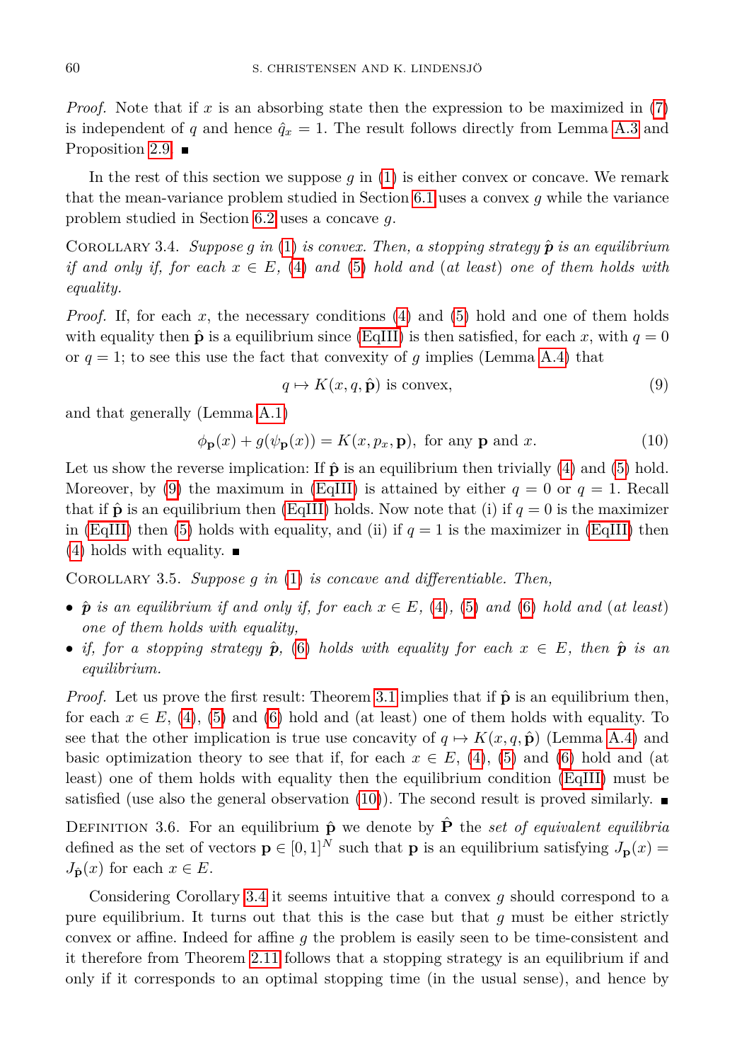*Proof.* Note that if $x$ is an absorbing state then the expression to be maximized in (7) is independent of $q$ and hence $\hat{q}_x = 1$. The result follows directly from Lemma A.3 and Proposition 2.9. ∎

In the rest of this section we suppose $g$ in (1) is either convex or concave. We remark that the mean-variance problem studied in Section 6.1 uses a convex $g$ while the variance problem studied in Section 6.2 uses a concave $g$.

Corollary 3.4. *Suppose $g$ in (1) is convex. Then, a stopping strategy $\hat{\mathbf{p}}$ is an equilibrium if and only if, for each $x \in E$, (4) and (5) hold and (at least) one of them holds with equality.*

*Proof.* If, for each $x$, the necessary conditions (4) and (5) hold and one of them holds with equality then $\hat{\mathbf{p}}$ is a equilibrium since (EqIII) is then satisfied, for each $x$, with $q = 0$ or $q = 1$; to see this use the fact that convexity of $g$ implies (Lemma A.4) that

$$q \mapsto K(x, q, \hat{\mathbf{p}}) \text{ is convex}, \tag{9}$$

and that generally (Lemma A.1)

$$\phi_{\mathbf{p}}(x) + g(\psi_{\mathbf{p}}(x)) = K(x, p_x, \mathbf{p}), \text{ for any } \mathbf{p} \text{ and } x. \tag{10}$$

Let us show the reverse implication: If $\hat{\mathbf{p}}$ is an equilibrium then trivially (4) and (5) hold. Moreover, by (9) the maximum in (EqIII) is attained by either $q = 0$ or $q = 1$. Recall that if $\hat{\mathbf{p}}$ is an equilibrium then (EqIII) holds. Now note that (i) if $q = 0$ is the maximizer in (EqIII) then (5) holds with equality, and (ii) if $q = 1$ is the maximizer in (EqIII) then (4) holds with equality. ∎

Corollary 3.5. *Suppose $g$ in (1) is concave and differentiable. Then,*

- *$\hat{\mathbf{p}}$ is an equilibrium if and only if, for each $x \in E$, (4), (5) and (6) hold and (at least) one of them holds with equality,*
- *if, for a stopping strategy $\hat{\mathbf{p}}$, (6) holds with equality for each $x \in E$, then $\hat{\mathbf{p}}$ is an equilibrium.*

*Proof.* Let us prove the first result: Theorem 3.1 implies that if $\hat{\mathbf{p}}$ is an equilibrium then, for each $x \in E$, (4), (5) and (6) hold and (at least) one of them holds with equality. To see that the other implication is true use concavity of $q \mapsto K(x, q, \hat{\mathbf{p}})$ (Lemma A.4) and basic optimization theory to see that if, for each $x \in E$, (4), (5) and (6) hold and (at least) one of them holds with equality then the equilibrium condition (EqIII) must be satisfied (use also the general observation (10)). The second result is proved similarly. ∎

Definition 3.6. For an equilibrium $\hat{\mathbf{p}}$ we denote by $\hat{\mathbf{P}}$ the *set of equivalent equilibria* defined as the set of vectors $\mathbf{p} \in [0, 1]^N$ such that $\mathbf{p}$ is an equilibrium satisfying $J_{\mathbf{p}}(x) = J_{\hat{\mathbf{p}}}(x)$ for each $x \in E$.

Considering Corollary 3.4 it seems intuitive that a convex $g$ should correspond to a pure equilibrium. It turns out that this is the case but that $g$ must be either strictly convex or affine. Indeed for affine $g$ the problem is easily seen to be time-consistent and it therefore from Theorem 2.11 follows that a stopping strategy is an equilibrium if and only if it corresponds to an optimal stopping time (in the usual sense), and hence by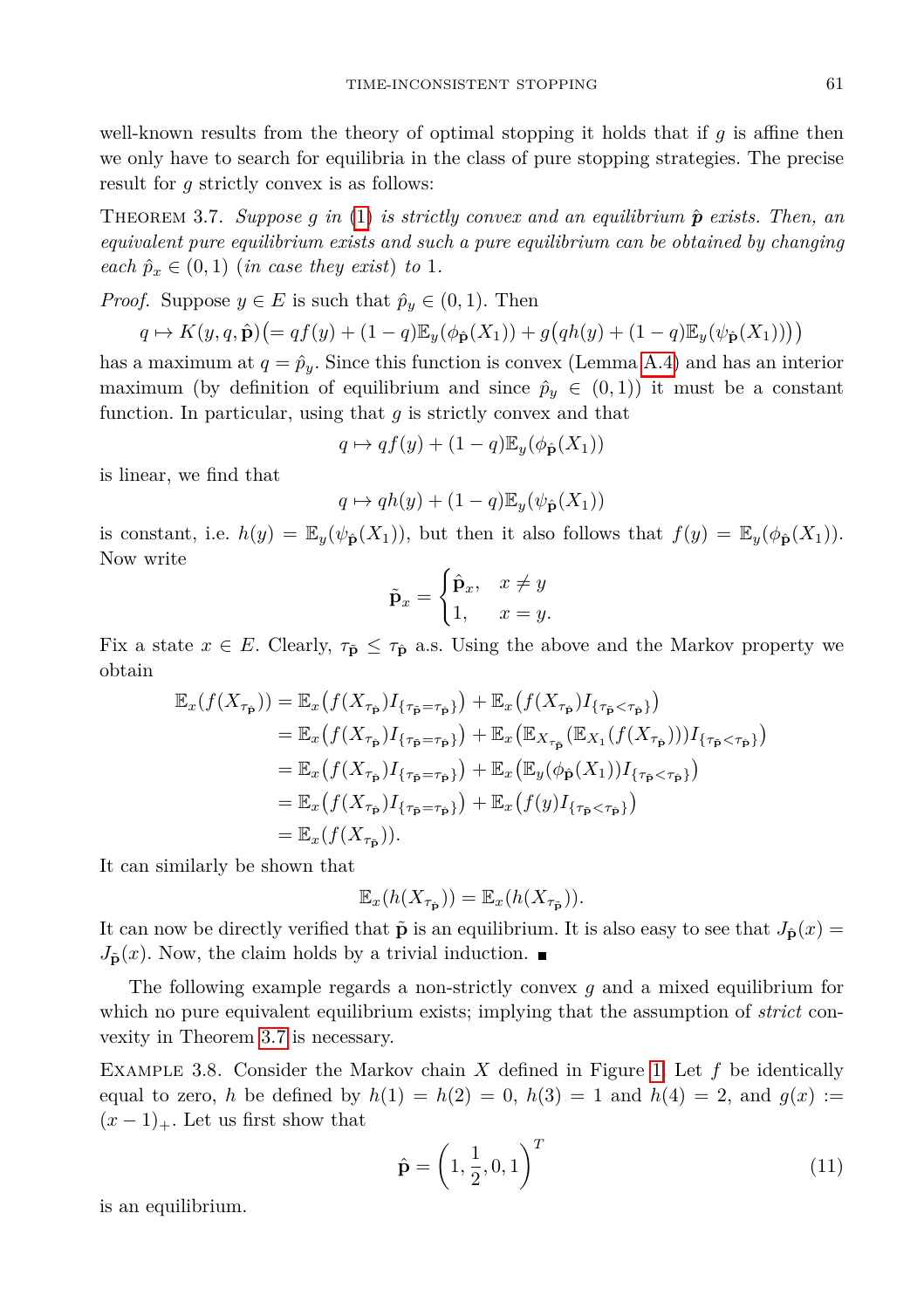well-known results from the theory of optimal stopping it holds that if $g$ is affine then we only have to search for equilibria in the class of pure stopping strategies. The precise result for $g$ strictly convex is as follows:

THEOREM 3.7. *Suppose $g$ in (1) is strictly convex and an equilibrium $\hat{\mathbf{p}}$ exists. Then, an equivalent pure equilibrium exists and such a pure equilibrium can be obtained by changing each $\hat{p}_x \in (0,1)$ (in case they exist) to 1.*

*Proof.* Suppose $y \in E$ is such that $\hat{p}_y \in (0,1)$. Then

$$q \mapsto K(y,q,\hat{\mathbf{p}})\big(= qf(y) + (1-q)\mathbb{E}_y(\phi_{\hat{\mathbf{p}}}(X_1)) + g\big(qh(y) + (1-q)\mathbb{E}_y(\psi_{\hat{\mathbf{p}}}(X_1))\big)\big)$$

has a maximum at $q = \hat{p}_y$. Since this function is convex (Lemma A.4) and has an interior maximum (by definition of equilibrium and since $\hat{p}_y \in (0,1)$) it must be a constant function. In particular, using that $g$ is strictly convex and that

$$q \mapsto qf(y) + (1-q)\mathbb{E}_y(\phi_{\hat{\mathbf{p}}}(X_1))$$

is linear, we find that

$$q \mapsto qh(y) + (1-q)\mathbb{E}_y(\psi_{\hat{\mathbf{p}}}(X_1))$$

is constant, i.e. $h(y) = \mathbb{E}_y(\psi_{\hat{\mathbf{p}}}(X_1))$, but then it also follows that $f(y) = \mathbb{E}_y(\phi_{\hat{\mathbf{p}}}(X_1))$. Now write

$$\tilde{\mathbf{p}}_x = \begin{cases} \hat{\mathbf{p}}_x, & x \neq y \\ 1, & x = y. \end{cases}$$

Fix a state $x \in E$. Clearly, $\tau_{\tilde{\mathbf{p}}} \leq \tau_{\hat{\mathbf{p}}}$ a.s. Using the above and the Markov property we obtain

$$\begin{aligned}
\mathbb{E}_x(f(X_{\tau_{\hat{\mathbf{p}}}})) &= \mathbb{E}_x\big(f(X_{\tau_{\hat{\mathbf{p}}}})I_{\{\tau_{\tilde{\mathbf{p}}}=\tau_{\hat{\mathbf{p}}}\}}\big) + \mathbb{E}_x\big(f(X_{\tau_{\hat{\mathbf{p}}}})I_{\{\tau_{\tilde{\mathbf{p}}}<\tau_{\hat{\mathbf{p}}}\}}\big) \\
&= \mathbb{E}_x\big(f(X_{\tau_{\hat{\mathbf{p}}}})I_{\{\tau_{\tilde{\mathbf{p}}}=\tau_{\hat{\mathbf{p}}}\}}\big) + \mathbb{E}_x\big(\mathbb{E}_{X_{\tau_{\tilde{\mathbf{p}}}}}(\mathbb{E}_{X_1}(f(X_{\tau_{\hat{\mathbf{p}}}})))I_{\{\tau_{\tilde{\mathbf{p}}}<\tau_{\hat{\mathbf{p}}}\}}\big) \\
&= \mathbb{E}_x\big(f(X_{\tau_{\hat{\mathbf{p}}}})I_{\{\tau_{\tilde{\mathbf{p}}}=\tau_{\hat{\mathbf{p}}}\}}\big) + \mathbb{E}_x\big(\mathbb{E}_y(\phi_{\hat{\mathbf{p}}}(X_1))I_{\{\tau_{\tilde{\mathbf{p}}}<\tau_{\hat{\mathbf{p}}}\}}\big) \\
&= \mathbb{E}_x\big(f(X_{\tau_{\hat{\mathbf{p}}}})I_{\{\tau_{\tilde{\mathbf{p}}}=\tau_{\hat{\mathbf{p}}}\}}\big) + \mathbb{E}_x\big(f(y)I_{\{\tau_{\tilde{\mathbf{p}}}<\tau_{\hat{\mathbf{p}}}\}}\big) \\
&= \mathbb{E}_x(f(X_{\tau_{\tilde{\mathbf{p}}}})).
\end{aligned}$$

It can similarly be shown that

$$\mathbb{E}_x(h(X_{\tau_{\hat{\mathbf{p}}}})) = \mathbb{E}_x(h(X_{\tau_{\tilde{\mathbf{p}}}})).$$

It can now be directly verified that $\tilde{\mathbf{p}}$ is an equilibrium. It is also easy to see that $J_{\hat{\mathbf{p}}}(x) = J_{\tilde{\mathbf{p}}}(x)$. Now, the claim holds by a trivial induction. ∎

The following example regards a non-strictly convex $g$ and a mixed equilibrium for which no pure equivalent equilibrium exists; implying that the assumption of *strict* convexity in Theorem 3.7 is necessary.

EXAMPLE 3.8. Consider the Markov chain $X$ defined in Figure 1. Let $f$ be identically equal to zero, $h$ be defined by $h(1) = h(2) = 0$, $h(3) = 1$ and $h(4) = 2$, and $g(x) := (x-1)_+$. Let us first show that

$$\hat{\mathbf{p}} = \left(1, \frac{1}{2}, 0, 1\right)^T \tag{11}$$

is an equilibrium.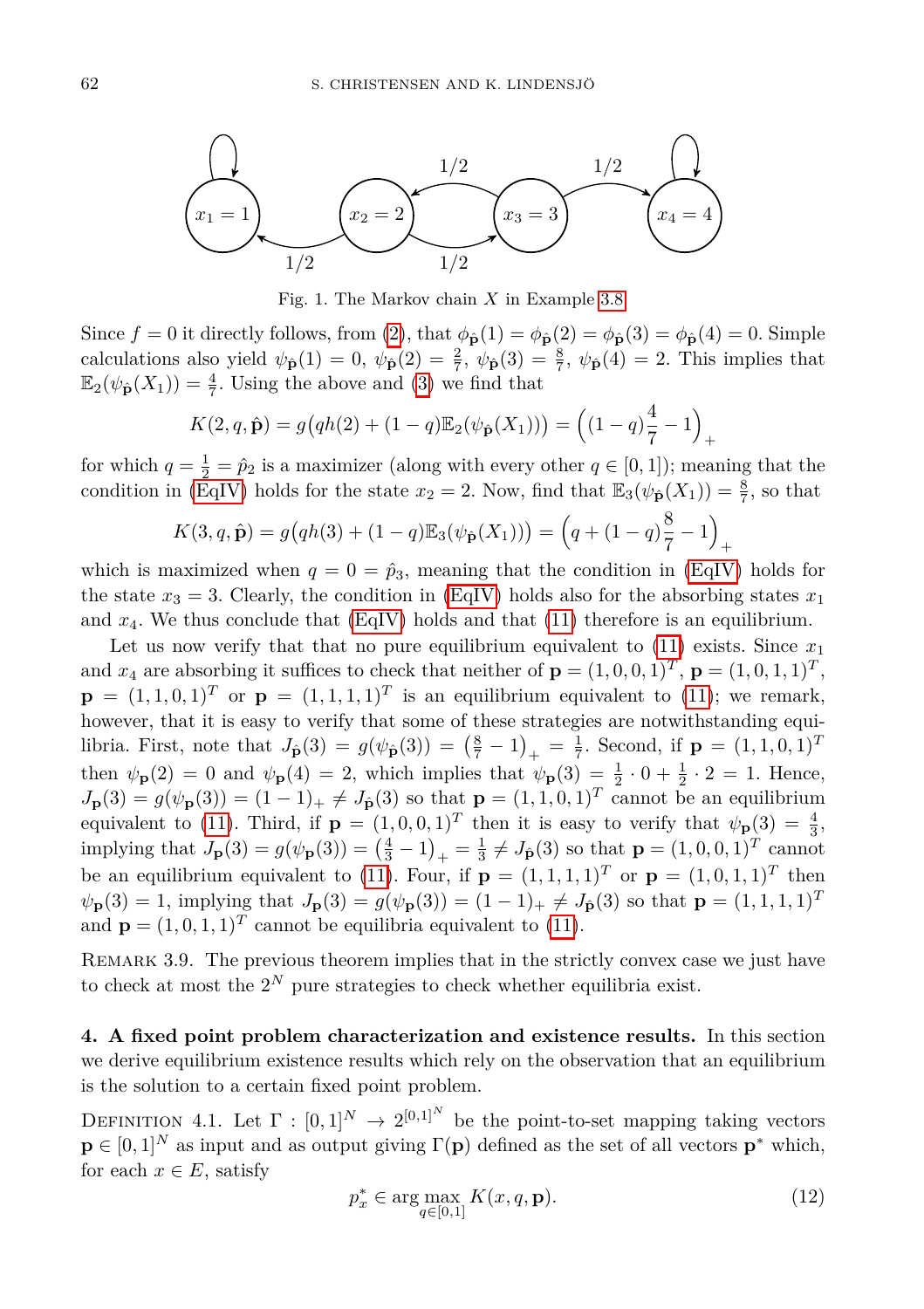Fig. 1. The Markov chain $X$ in Example 3.8

Since $f = 0$ it directly follows, from (2), that $\phi_{\hat{\mathbf{p}}}(1) = \phi_{\hat{\mathbf{p}}}(2) = \phi_{\hat{\mathbf{p}}}(3) = \phi_{\hat{\mathbf{p}}}(4) = 0$. Simple calculations also yield $\psi_{\hat{\mathbf{p}}}(1) = 0$, $\psi_{\hat{\mathbf{p}}}(2) = \frac{2}{7}$, $\psi_{\hat{\mathbf{p}}}(3) = \frac{8}{7}$, $\psi_{\hat{\mathbf{p}}}(4) = 2$. This implies that $\mathbb{E}_2(\psi_{\hat{\mathbf{p}}}(X_1)) = \frac{4}{7}$. Using the above and (3) we find that

$$K(2, q, \hat{\mathbf{p}}) = g\big(qh(2) + (1-q)\mathbb{E}_2(\psi_{\hat{\mathbf{p}}}(X_1))\big) = \Big((1-q)\frac{4}{7} - 1\Big)_+$$

for which $q = \frac{1}{2} = \hat{p}_2$ is a maximizer (along with every other $q \in [0,1]$); meaning that the condition in (EqIV) holds for the state $x_2 = 2$. Now, find that $\mathbb{E}_3(\psi_{\hat{\mathbf{p}}}(X_1)) = \frac{8}{7}$, so that

$$K(3, q, \hat{\mathbf{p}}) = g\big(qh(3) + (1-q)\mathbb{E}_3(\psi_{\hat{\mathbf{p}}}(X_1))\big) = \Big(q + (1-q)\frac{8}{7} - 1\Big)_+$$

which is maximized when $q = 0 = \hat{p}_3$, meaning that the condition in (EqIV) holds for the state $x_3 = 3$. Clearly, the condition in (EqIV) holds also for the absorbing states $x_1$ and $x_4$. We thus conclude that (EqIV) holds and that (11) therefore is an equilibrium.

Let us now verify that that no pure equilibrium equivalent to (11) exists. Since $x_1$ and $x_4$ are absorbing it suffices to check that neither of $\mathbf{p} = (1,0,0,1)^T$, $\mathbf{p} = (1,0,1,1)^T$, $\mathbf{p} = (1,1,0,1)^T$ or $\mathbf{p} = (1,1,1,1)^T$ is an equilibrium equivalent to (11); we remark, however, that it is easy to verify that some of these strategies are notwithstanding equilibria. First, note that $J_{\hat{\mathbf{p}}}(3) = g(\psi_{\hat{\mathbf{p}}}(3)) = \left(\frac{8}{7} - 1\right)_+ = \frac{1}{7}$. Second, if $\mathbf{p} = (1,1,0,1)^T$ then $\psi_{\mathbf{p}}(2) = 0$ and $\psi_{\mathbf{p}}(4) = 2$, which implies that $\psi_{\mathbf{p}}(3) = \frac{1}{2}\cdot 0 + \frac{1}{2}\cdot 2 = 1$. Hence, $J_{\mathbf{p}}(3) = g(\psi_{\mathbf{p}}(3)) = (1-1)_+ \neq J_{\hat{\mathbf{p}}}(3)$ so that $\mathbf{p} = (1,1,0,1)^T$ cannot be an equilibrium equivalent to (11). Third, if $\mathbf{p} = (1,0,0,1)^T$ then it is easy to verify that $\psi_{\mathbf{p}}(3) = \frac{4}{3}$, implying that $J_{\mathbf{p}}(3) = g(\psi_{\mathbf{p}}(3)) = \left(\frac{4}{3} - 1\right)_+ = \frac{1}{3} \neq J_{\hat{\mathbf{p}}}(3)$ so that $\mathbf{p} = (1,0,0,1)^T$ cannot be an equilibrium equivalent to (11). Four, if $\mathbf{p} = (1,1,1,1)^T$ or $\mathbf{p} = (1,0,1,1)^T$ then $\psi_{\mathbf{p}}(3) = 1$, implying that $J_{\mathbf{p}}(3) = g(\psi_{\mathbf{p}}(3)) = (1-1)_+ \neq J_{\hat{\mathbf{p}}}(3)$ so that $\mathbf{p} = (1,1,1,1)^T$ and $\mathbf{p} = (1,0,1,1)^T$ cannot be equilibria equivalent to (11).

REMARK 3.9. The previous theorem implies that in the strictly convex case we just have to check at most the $2^N$ pure strategies to check whether equilibria exist.

## 4. A fixed point problem characterization and existence results.

In this section we derive equilibrium existence results which rely on the observation that an equilibrium is the solution to a certain fixed point problem.

DEFINITION 4.1. Let $\Gamma : [0,1]^N \to 2^{[0,1]^N}$ be the point-to-set mapping taking vectors $\mathbf{p} \in [0,1]^N$ as input and as output giving $\Gamma(\mathbf{p})$ defined as the set of all vectors $\mathbf{p}^*$ which, for each $x \in E$, satisfy

$$p^*_x \in \arg\max_{q\in[0,1]} K(x, q, \mathbf{p}). \tag{12}$$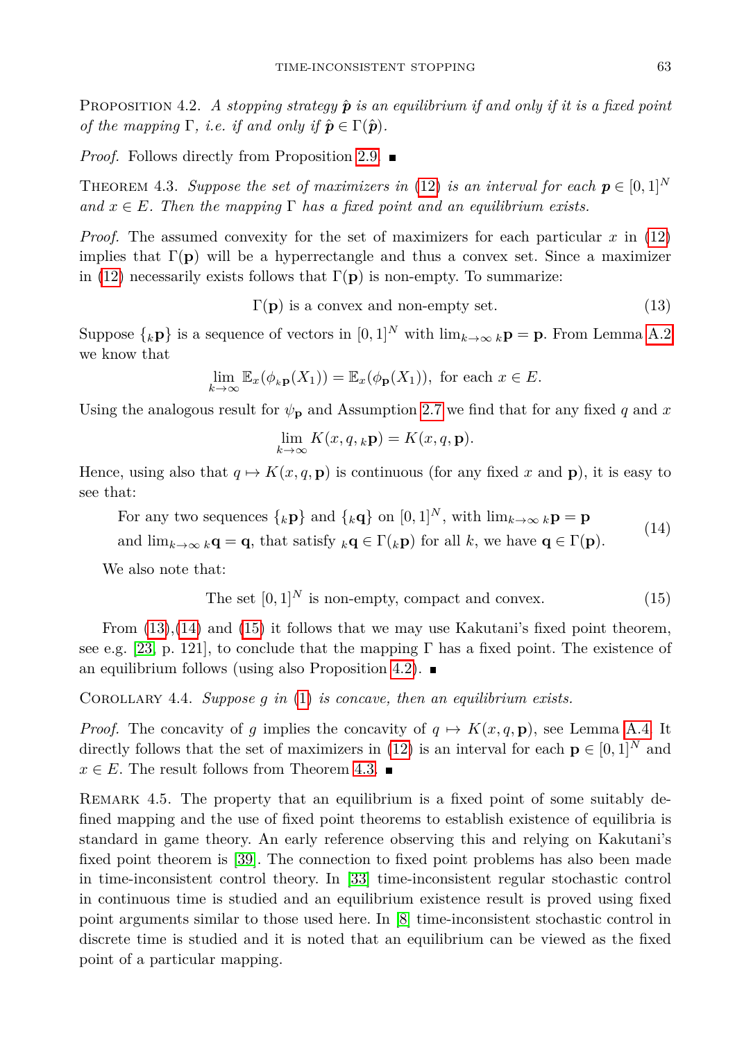Proposition 4.2. *A stopping strategy $\hat{\boldsymbol{p}}$ is an equilibrium if and only if it is a fixed point of the mapping $\Gamma$, i.e. if and only if $\hat{\boldsymbol{p}} \in \Gamma(\hat{\boldsymbol{p}})$.*

*Proof.* Follows directly from Proposition 2.9. ∎

Theorem 4.3. *Suppose the set of maximizers in (12) is an interval for each $\boldsymbol{p} \in [0,1]^N$ and $x \in E$. Then the mapping $\Gamma$ has a fixed point and an equilibrium exists.*

*Proof.* The assumed convexity for the set of maximizers for each particular $x$ in (12) implies that $\Gamma(\mathbf{p})$ will be a hyperrectangle and thus a convex set. Since a maximizer in (12) necessarily exists follows that $\Gamma(\mathbf{p})$ is non-empty. To summarize:

$$\Gamma(\mathbf{p}) \text{ is a convex and non-empty set.} \tag{13}$$

Suppose $\{{}_k\mathbf{p}\}$ is a sequence of vectors in $[0,1]^N$ with $\lim_{k\to\infty} {}_k\mathbf{p} = \mathbf{p}$. From Lemma A.2 we know that

$$\lim_{k\to\infty} \mathbb{E}_x(\phi_{{}_k\mathbf{p}}(X_1)) = \mathbb{E}_x(\phi_{\mathbf{p}}(X_1)), \text{ for each } x \in E.$$

Using the analogous result for $\psi_{\mathbf{p}}$ and Assumption 2.7 we find that for any fixed $q$ and $x$

$$\lim_{k\to\infty} K(x,q,{}_k\mathbf{p}) = K(x,q,\mathbf{p}).$$

Hence, using also that $q \mapsto K(x,q,\mathbf{p})$ is continuous (for any fixed $x$ and $\mathbf{p}$), it is easy to see that:

$$\begin{aligned} &\text{For any two sequences } \{{}_k\mathbf{p}\} \text{ and } \{{}_k\mathbf{q}\} \text{ on } [0,1]^N, \text{ with } \lim_{k\to\infty} {}_k\mathbf{p} = \mathbf{p} \\ &\text{and } \lim_{k\to\infty} {}_k\mathbf{q} = \mathbf{q}, \text{ that satisfy } {}_k\mathbf{q} \in \Gamma({}_k\mathbf{p}) \text{ for all } k, \text{ we have } \mathbf{q} \in \Gamma(\mathbf{p}). \end{aligned} \tag{14}$$

We also note that:

$$\text{The set } [0,1]^N \text{ is non-empty, compact and convex.} \tag{15}$$

From (13),(14) and (15) it follows that we may use Kakutani's fixed point theorem, see e.g. [23, p. 121], to conclude that the mapping $\Gamma$ has a fixed point. The existence of an equilibrium follows (using also Proposition 4.2). ∎

Corollary 4.4. *Suppose $g$ in (1) is concave, then an equilibrium exists.*

*Proof.* The concavity of $g$ implies the concavity of $q \mapsto K(x,q,\mathbf{p})$, see Lemma A.4. It directly follows that the set of maximizers in (12) is an interval for each $\mathbf{p} \in [0,1]^N$ and $x \in E$. The result follows from Theorem 4.3. ∎

Remark 4.5. The property that an equilibrium is a fixed point of some suitably defined mapping and the use of fixed point theorems to establish existence of equilibria is standard in game theory. An early reference observing this and relying on Kakutani's fixed point theorem is [39]. The connection to fixed point problems has also been made in time-inconsistent control theory. In [33] time-inconsistent regular stochastic control in continuous time is studied and an equilibrium existence result is proved using fixed point arguments similar to those used here. In [8] time-inconsistent stochastic control in discrete time is studied and it is noted that an equilibrium can be viewed as the fixed point of a particular mapping.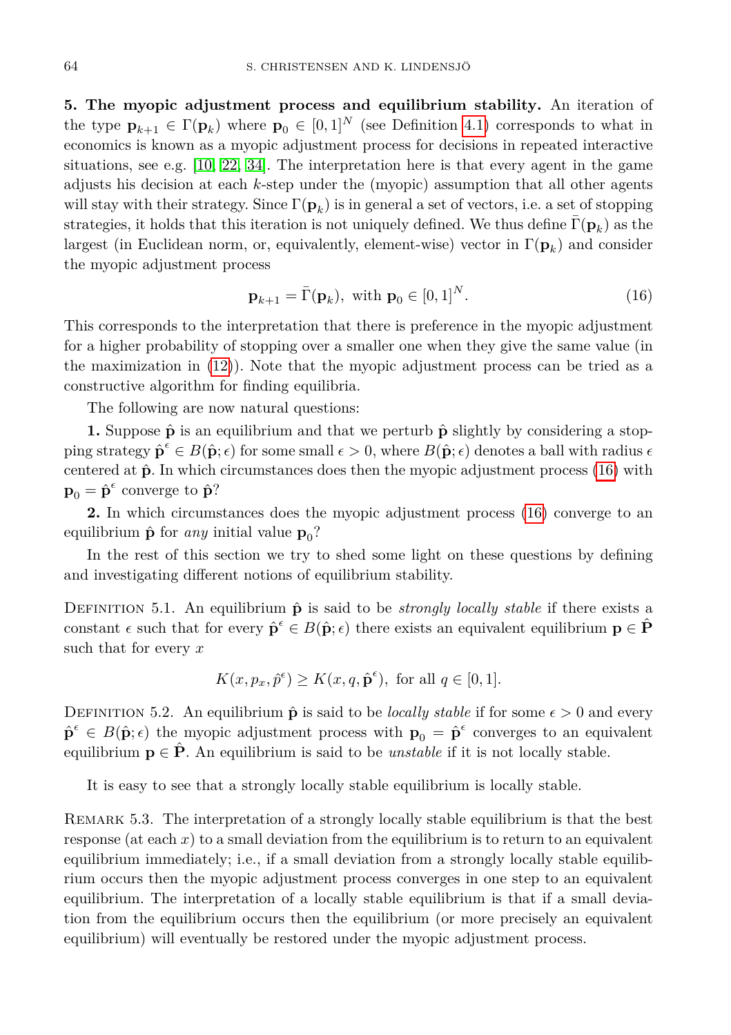**5. The myopic adjustment process and equilibrium stability.** An iteration of the type $\mathbf{p}_{k+1} \in \Gamma(\mathbf{p}_k)$ where $\mathbf{p}_0 \in [0,1]^N$ (see Definition 4.1) corresponds to what in economics is known as a myopic adjustment process for decisions in repeated interactive situations, see e.g. [10, 22, 34]. The interpretation here is that every agent in the game adjusts his decision at each $k$-step under the (myopic) assumption that all other agents will stay with their strategy. Since $\Gamma(\mathbf{p}_k)$ is in general a set of vectors, i.e. a set of stopping strategies, it holds that this iteration is not uniquely defined. We thus define $\bar{\Gamma}(\mathbf{p}_k)$ as the largest (in Euclidean norm, or, equivalently, element-wise) vector in $\Gamma(\mathbf{p}_k)$ and consider the myopic adjustment process

$$\mathbf{p}_{k+1} = \bar{\Gamma}(\mathbf{p}_k), \text{ with } \mathbf{p}_0 \in [0,1]^N. \tag{16}$$

This corresponds to the interpretation that there is preference in the myopic adjustment for a higher probability of stopping over a smaller one when they give the same value (in the maximization in (12)). Note that the myopic adjustment process can be tried as a constructive algorithm for finding equilibria.

The following are now natural questions:

**1.** Suppose $\hat{\mathbf{p}}$ is an equilibrium and that we perturb $\hat{\mathbf{p}}$ slightly by considering a stopping strategy $\hat{\mathbf{p}}^\epsilon \in B(\hat{\mathbf{p}};\epsilon)$ for some small $\epsilon > 0$, where $B(\hat{\mathbf{p}};\epsilon)$ denotes a ball with radius $\epsilon$ centered at $\hat{\mathbf{p}}$. In which circumstances does then the myopic adjustment process (16) with $\mathbf{p}_0 = \hat{\mathbf{p}}^\epsilon$ converge to $\hat{\mathbf{p}}$?

**2.** In which circumstances does the myopic adjustment process (16) converge to an equilibrium $\hat{\mathbf{p}}$ for *any* initial value $\mathbf{p}_0$?

In the rest of this section we try to shed some light on these questions by defining and investigating different notions of equilibrium stability.

Definition 5.1. An equilibrium $\hat{\mathbf{p}}$ is said to be *strongly locally stable* if there exists a constant $\epsilon$ such that for every $\hat{\mathbf{p}}^\epsilon \in B(\hat{\mathbf{p}};\epsilon)$ there exists an equivalent equilibrium $\mathbf{p} \in \hat{\mathbf{P}}$ such that for every $x$

$$K(x, p_x, \hat{p}^\epsilon) \geq K(x, q, \hat{\mathbf{p}}^\epsilon), \text{ for all } q \in [0,1].$$

Definition 5.2. An equilibrium $\hat{\mathbf{p}}$ is said to be *locally stable* if for some $\epsilon > 0$ and every $\hat{\mathbf{p}}^\epsilon \in B(\hat{\mathbf{p}};\epsilon)$ the myopic adjustment process with $\mathbf{p}_0 = \hat{\mathbf{p}}^\epsilon$ converges to an equivalent equilibrium $\mathbf{p} \in \hat{\mathbf{P}}$. An equilibrium is said to be *unstable* if it is not locally stable.

It is easy to see that a strongly locally stable equilibrium is locally stable.

Remark 5.3. The interpretation of a strongly locally stable equilibrium is that the best response (at each $x$) to a small deviation from the equilibrium is to return to an equivalent equilibrium immediately; i.e., if a small deviation from a strongly locally stable equilibrium occurs then the myopic adjustment process converges in one step to an equivalent equilibrium. The interpretation of a locally stable equilibrium is that if a small deviation from the equilibrium occurs then the equilibrium (or more precisely an equivalent equilibrium) will eventually be restored under the myopic adjustment process.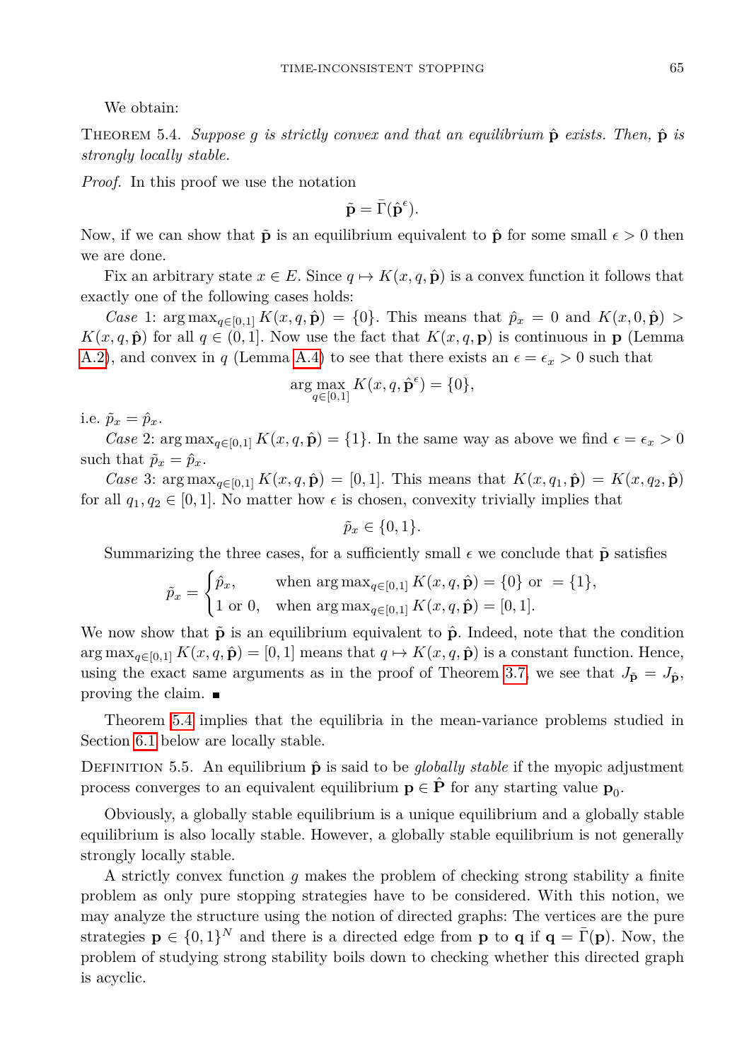We obtain:

Theorem 5.4. *Suppose $g$ is strictly convex and that an equilibrium $\hat{\mathbf{p}}$ exists. Then, $\hat{\mathbf{p}}$ is strongly locally stable.*

*Proof.* In this proof we use the notation

$$\tilde{\mathbf{p}} = \bar{\Gamma}(\hat{\mathbf{p}}^{\epsilon}).$$

Now, if we can show that $\tilde{\mathbf{p}}$ is an equilibrium equivalent to $\hat{\mathbf{p}}$ for some small $\epsilon > 0$ then we are done.

Fix an arbitrary state $x \in E$. Since $q \mapsto K(x, q, \hat{\mathbf{p}})$ is a convex function it follows that exactly one of the following cases holds:

*Case* 1: $\arg\max_{q\in[0,1]} K(x, q, \hat{\mathbf{p}}) = \{0\}$. This means that $\hat{p}_x = 0$ and $K(x, 0, \hat{\mathbf{p}}) > K(x, q, \hat{\mathbf{p}})$ for all $q \in (0, 1]$. Now use the fact that $K(x, q, \mathbf{p})$ is continuous in $\mathbf{p}$ (Lemma A.2), and convex in $q$ (Lemma A.4) to see that there exists an $\epsilon = \epsilon_x > 0$ such that

$$\arg\max_{q\in[0,1]} K(x, q, \hat{\mathbf{p}}^{\epsilon}) = \{0\},$$

i.e. $\tilde{p}_x = \hat{p}_x$.

*Case* 2: $\arg\max_{q\in[0,1]} K(x, q, \hat{\mathbf{p}}) = \{1\}$. In the same way as above we find $\epsilon = \epsilon_x > 0$ such that $\tilde{p}_x = \hat{p}_x$.

*Case* 3: $\arg\max_{q\in[0,1]} K(x, q, \hat{\mathbf{p}}) = [0, 1]$. This means that $K(x, q_1, \hat{\mathbf{p}}) = K(x, q_2, \hat{\mathbf{p}})$ for all $q_1, q_2 \in [0, 1]$. No matter how $\epsilon$ is chosen, convexity trivially implies that

$$\tilde{p}_x \in \{0, 1\}.$$

Summarizing the three cases, for a sufficiently small $\epsilon$ we conclude that $\tilde{\mathbf{p}}$ satisfies

$$\tilde{p}_x = \begin{cases} \hat{p}_x, & \text{when } \arg\max_{q\in[0,1]} K(x, q, \hat{\mathbf{p}}) = \{0\} \text{ or } = \{1\}, \\ 1 \text{ or } 0, & \text{when } \arg\max_{q\in[0,1]} K(x, q, \hat{\mathbf{p}}) = [0, 1]. \end{cases}$$

We now show that $\tilde{\mathbf{p}}$ is an equilibrium equivalent to $\hat{\mathbf{p}}$. Indeed, note that the condition $\arg\max_{q\in[0,1]} K(x, q, \hat{\mathbf{p}}) = [0, 1]$ means that $q \mapsto K(x, q, \hat{\mathbf{p}})$ is a constant function. Hence, using the exact same arguments as in the proof of Theorem 3.7, we see that $J_{\tilde{\mathbf{p}}} = J_{\hat{\mathbf{p}}}$, proving the claim. ∎

Theorem 5.4 implies that the equilibria in the mean-variance problems studied in Section 6.1 below are locally stable.

Definition 5.5. An equilibrium $\hat{\mathbf{p}}$ is said to be *globally stable* if the myopic adjustment process converges to an equivalent equilibrium $\mathbf{p} \in \hat{\mathbf{P}}$ for any starting value $\mathbf{p}_0$.

Obviously, a globally stable equilibrium is a unique equilibrium and a globally stable equilibrium is also locally stable. However, a globally stable equilibrium is not generally strongly locally stable.

A strictly convex function $g$ makes the problem of checking strong stability a finite problem as only pure stopping strategies have to be considered. With this notion, we may analyze the structure using the notion of directed graphs: The vertices are the pure strategies $\mathbf{p} \in \{0, 1\}^N$ and there is a directed edge from $\mathbf{p}$ to $\mathbf{q}$ if $\mathbf{q} = \bar{\Gamma}(\mathbf{p})$. Now, the problem of studying strong stability boils down to checking whether this directed graph is acyclic.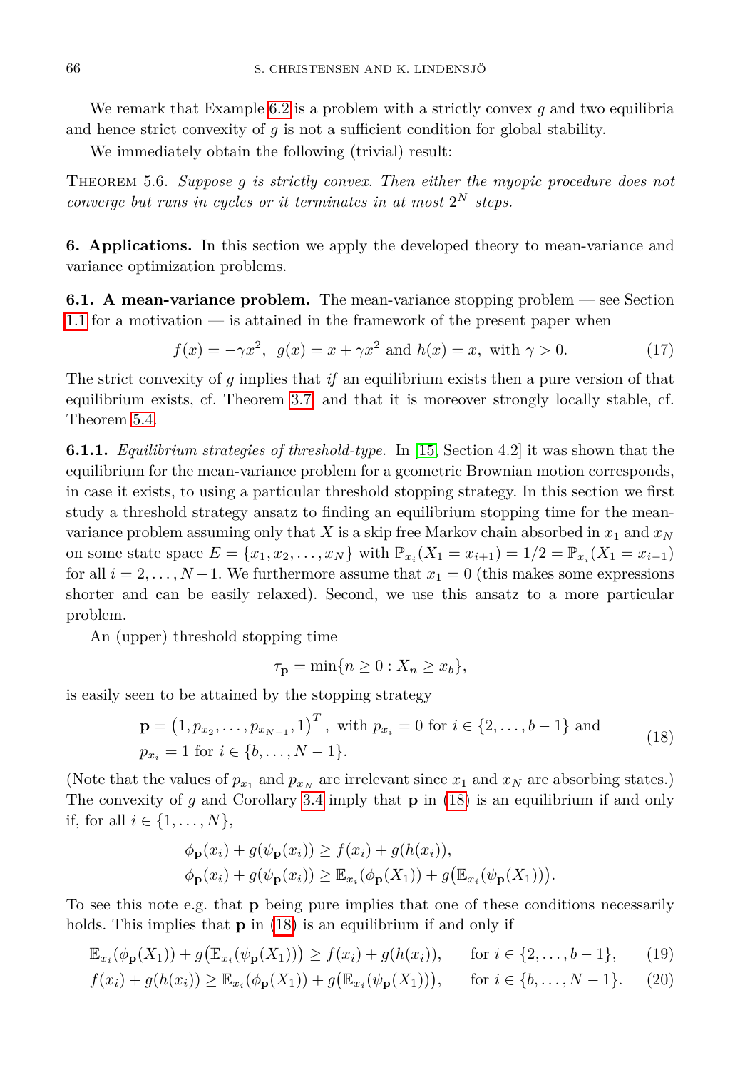We remark that Example 6.2 is a problem with a strictly convex $g$ and two equilibria and hence strict convexity of $g$ is not a sufficient condition for global stability.

We immediately obtain the following (trivial) result:

THEOREM 5.6. *Suppose $g$ is strictly convex. Then either the myopic procedure does not converge but runs in cycles or it terminates in at most $2^N$ steps.*

## 6. Applications.

In this section we apply the developed theory to mean-variance and variance optimization problems.

### 6.1. A mean-variance problem.

The mean-variance stopping problem — see Section 1.1 for a motivation — is attained in the framework of the present paper when

$$f(x) = -\gamma x^2, \;\; g(x) = x + \gamma x^2 \text{ and } h(x) = x, \;\; \text{with } \gamma > 0. \tag{17}$$

The strict convexity of $g$ implies that *if* an equilibrium exists then a pure version of that equilibrium exists, cf. Theorem 3.7, and that it is moreover strongly locally stable, cf. Theorem 5.4.

**6.1.1.** *Equilibrium strategies of threshold-type.* In [15, Section 4.2] it was shown that the equilibrium for the mean-variance problem for a geometric Brownian motion corresponds, in case it exists, to using a particular threshold stopping strategy. In this section we first study a threshold strategy ansatz to finding an equilibrium stopping time for the mean-variance problem assuming only that $X$ is a skip free Markov chain absorbed in $x_1$ and $x_N$ on some state space $E = \{x_1, x_2, \ldots, x_N\}$ with $\mathbb{P}_{x_i}(X_1 = x_{i+1}) = 1/2 = \mathbb{P}_{x_i}(X_1 = x_{i-1})$ for all $i = 2, \ldots, N-1$. We furthermore assume that $x_1 = 0$ (this makes some expressions shorter and can be easily relaxed). Second, we use this ansatz to a more particular problem.

An (upper) threshold stopping time

$$\tau_{\mathbf{p}} = \min\{n \geq 0 : X_n \geq x_b\},$$

is easily seen to be attained by the stopping strategy

$$\begin{aligned} &\mathbf{p} = \left(1, p_{x_2}, \ldots, p_{x_{N-1}}, 1\right)^T, \text{ with } p_{x_i} = 0 \text{ for } i \in \{2, \ldots, b-1\} \text{ and} \\ &p_{x_i} = 1 \text{ for } i \in \{b, \ldots, N-1\}. \end{aligned} \tag{18}$$

(Note that the values of $p_{x_1}$ and $p_{x_N}$ are irrelevant since $x_1$ and $x_N$ are absorbing states.) The convexity of $g$ and Corollary 3.4 imply that $\mathbf{p}$ in (18) is an equilibrium if and only if, for all $i \in \{1, \ldots, N\}$,

$$\begin{aligned} \phi_{\mathbf{p}}(x_i) + g(\psi_{\mathbf{p}}(x_i)) &\geq f(x_i) + g(h(x_i)), \\ \phi_{\mathbf{p}}(x_i) + g(\psi_{\mathbf{p}}(x_i)) &\geq \mathbb{E}_{x_i}(\phi_{\mathbf{p}}(X_1)) + g\big(\mathbb{E}_{x_i}(\psi_{\mathbf{p}}(X_1))\big). \end{aligned}$$

To see this note e.g. that $\mathbf{p}$ being pure implies that one of these conditions necessarily holds. This implies that $\mathbf{p}$ in (18) is an equilibrium if and only if

$$\mathbb{E}_{x_i}(\phi_{\mathbf{p}}(X_1)) + g\big(\mathbb{E}_{x_i}(\psi_{\mathbf{p}}(X_1))\big) \geq f(x_i) + g(h(x_i)), \qquad \text{for } i \in \{2, \ldots, b-1\}, \tag{19}$$

$$f(x_i) + g(h(x_i)) \geq \mathbb{E}_{x_i}(\phi_{\mathbf{p}}(X_1)) + g\big(\mathbb{E}_{x_i}(\psi_{\mathbf{p}}(X_1))\big), \qquad \text{for } i \in \{b, \ldots, N-1\}. \tag{20}$$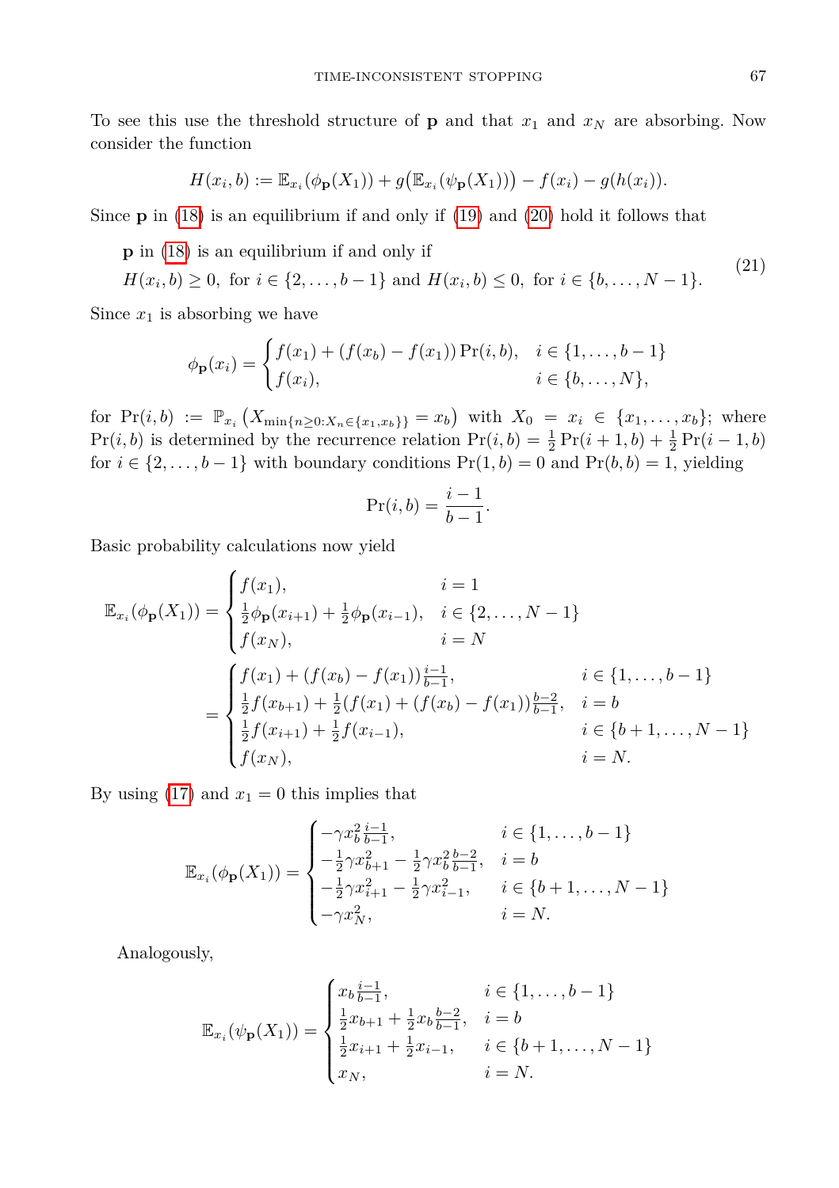To see this use the threshold structure of $\mathbf{p}$ and that $x_1$ and $x_N$ are absorbing. Now consider the function

$$H(x_i, b) := \mathbb{E}_{x_i}(\phi_{\mathbf{p}}(X_1)) + g\big(\mathbb{E}_{x_i}(\psi_{\mathbf{p}}(X_1))\big) - f(x_i) - g(h(x_i)).$$

Since $\mathbf{p}$ in (18) is an equilibrium if and only if (19) and (20) hold it follows that

$$\begin{aligned} &\mathbf{p} \text{ in (18) is an equilibrium if and only if} \\ &H(x_i, b) \geq 0, \text{ for } i \in \{2, \dots, b-1\} \text{ and } H(x_i, b) \leq 0, \text{ for } i \in \{b, \dots, N-1\}. \end{aligned} \tag{21}$$

Since $x_1$ is absorbing we have

$$\phi_{\mathbf{p}}(x_i) = \begin{cases} f(x_1) + (f(x_b) - f(x_1)) \Pr(i, b), & i \in \{1, \dots, b-1\} \\ f(x_i), & i \in \{b, \dots, N\}, \end{cases}$$

for $\Pr(i, b) := \mathbb{P}_{x_i}\left(X_{\min\{n \geq 0 : X_n \in \{x_1, x_b\}\}} = x_b\right)$ with $X_0 = x_i \in \{x_1, \dots, x_b\}$; where $\Pr(i, b)$ is determined by the recurrence relation $\Pr(i, b) = \frac{1}{2}\Pr(i+1, b) + \frac{1}{2}\Pr(i-1, b)$ for $i \in \{2, \dots, b-1\}$ with boundary conditions $\Pr(1, b) = 0$ and $\Pr(b, b) = 1$, yielding

$$\Pr(i, b) = \frac{i-1}{b-1}.$$

Basic probability calculations now yield

$$\begin{aligned} \mathbb{E}_{x_i}(\phi_{\mathbf{p}}(X_1)) &= \begin{cases} f(x_1), & i = 1 \\ \frac{1}{2}\phi_{\mathbf{p}}(x_{i+1}) + \frac{1}{2}\phi_{\mathbf{p}}(x_{i-1}), & i \in \{2, \dots, N-1\} \\ f(x_N), & i = N \end{cases} \\ &= \begin{cases} f(x_1) + (f(x_b) - f(x_1))\frac{i-1}{b-1}, & i \in \{1, \dots, b-1\} \\ \frac{1}{2}f(x_{b+1}) + \frac{1}{2}(f(x_1) + (f(x_b) - f(x_1))\frac{b-2}{b-1}, & i = b \\ \frac{1}{2}f(x_{i+1}) + \frac{1}{2}f(x_{i-1}), & i \in \{b+1, \dots, N-1\} \\ f(x_N), & i = N. \end{cases} \end{aligned}$$

By using (17) and $x_1 = 0$ this implies that

$$\mathbb{E}_{x_i}(\phi_{\mathbf{p}}(X_1)) = \begin{cases} -\gamma x_b^2 \frac{i-1}{b-1}, & i \in \{1, \dots, b-1\} \\ -\frac{1}{2}\gamma x_{b+1}^2 - \frac{1}{2}\gamma x_b^2 \frac{b-2}{b-1}, & i = b \\ -\frac{1}{2}\gamma x_{i+1}^2 - \frac{1}{2}\gamma x_{i-1}^2, & i \in \{b+1, \dots, N-1\} \\ -\gamma x_N^2, & i = N. \end{cases}$$

Analogously,

$$\mathbb{E}_{x_i}(\psi_{\mathbf{p}}(X_1)) = \begin{cases} x_b \frac{i-1}{b-1}, & i \in \{1, \dots, b-1\} \\ \frac{1}{2}x_{b+1} + \frac{1}{2}x_b \frac{b-2}{b-1}, & i = b \\ \frac{1}{2}x_{i+1} + \frac{1}{2}x_{i-1}, & i \in \{b+1, \dots, N-1\} \\ x_N, & i = N. \end{cases}$$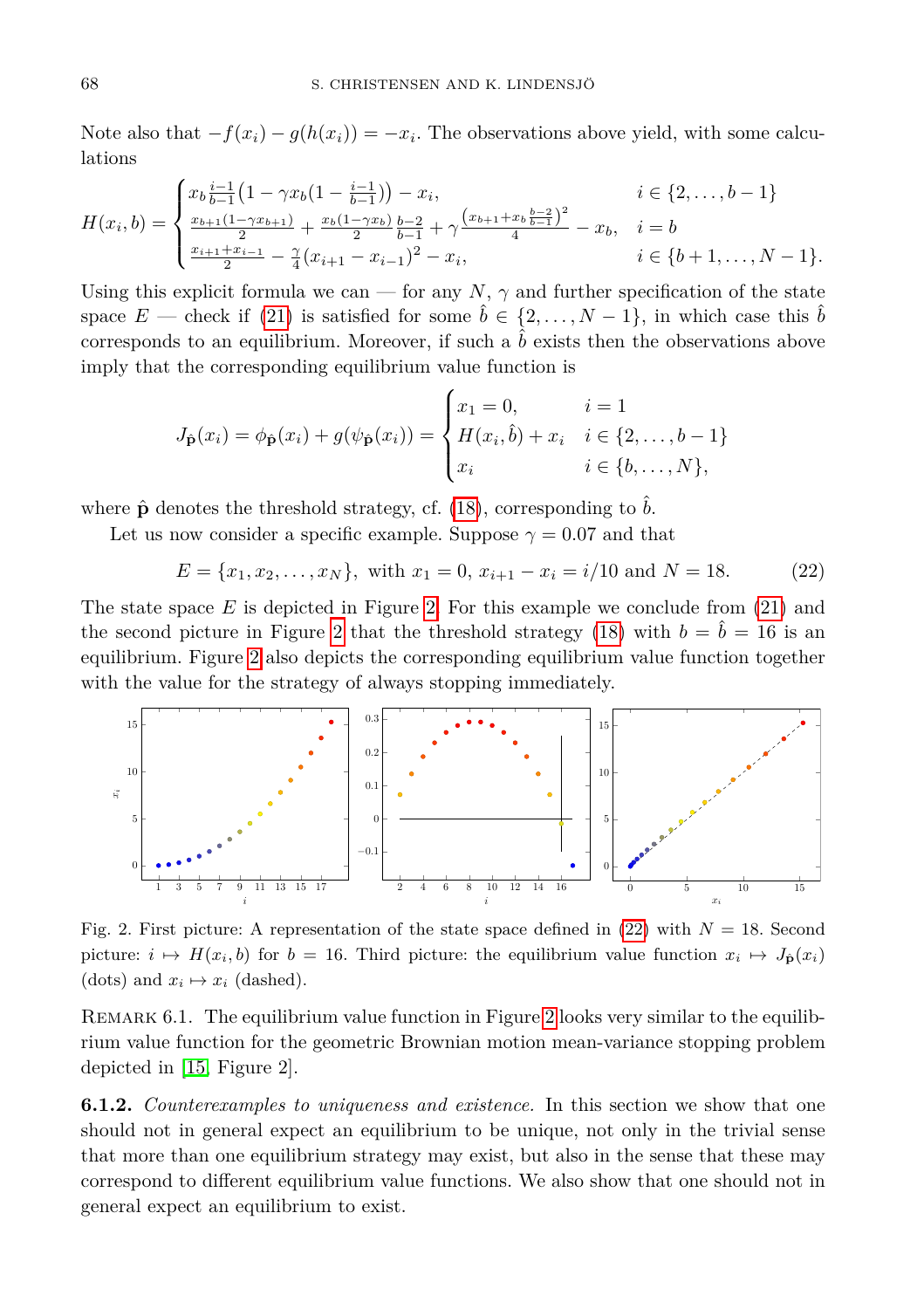Note also that $-f(x_i) - g(h(x_i)) = -x_i$. The observations above yield, with some calculations

$$H(x_i, b) = \begin{cases} x_b \frac{i-1}{b-1}\big(1 - \gamma x_b (1 - \frac{i-1}{b-1})\big) - x_i, & i \in \{2, \ldots, b-1\} \\ \frac{x_{b+1}(1-\gamma x_{b+1})}{2} + \frac{x_b(1-\gamma x_b)}{2}\frac{b-2}{b-1} + \gamma \frac{\left(x_{b+1} + x_b \frac{b-2}{b-1}\right)^2}{4} - x_b, & i = b \\ \frac{x_{i+1}+x_{i-1}}{2} - \frac{\gamma}{4}(x_{i+1} - x_{i-1})^2 - x_i, & i \in \{b+1, \ldots, N-1\}. \end{cases}$$

Using this explicit formula we can — for any $N$, $\gamma$ and further specification of the state space $E$ — check if (21) is satisfied for some $\hat{b} \in \{2, \ldots, N-1\}$, in which case this $\hat{b}$ corresponds to an equilibrium. Moreover, if such a $\hat{b}$ exists then the observations above imply that the corresponding equilibrium value function is

$$J_{\hat{\mathbf{p}}}(x_i) = \phi_{\hat{\mathbf{p}}}(x_i) + g(\psi_{\hat{\mathbf{p}}}(x_i)) = \begin{cases} x_1 = 0, & i = 1 \\ H(x_i, \hat{b}) + x_i & i \in \{2, \ldots, b-1\} \\ x_i & i \in \{b, \ldots, N\}, \end{cases}$$

where $\hat{\mathbf{p}}$ denotes the threshold strategy, cf. (18), corresponding to $\hat{b}$.

Let us now consider a specific example. Suppose $\gamma = 0.07$ and that

$$E = \{x_1, x_2, \ldots, x_N\}, \text{ with } x_1 = 0,\ x_{i+1} - x_i = i/10 \text{ and } N = 18. \tag{22}$$

The state space $E$ is depicted in Figure 2. For this example we conclude from (21) and the second picture in Figure 2 that the threshold strategy (18) with $b = \hat{b} = 16$ is an equilibrium. Figure 2 also depicts the corresponding equilibrium value function together with the value for the strategy of always stopping immediately.

Fig. 2. First picture: A representation of the state space defined in (22) with $N = 18$. Second picture: $i \mapsto H(x_i, b)$ for $b = 16$. Third picture: the equilibrium value function $x_i \mapsto J_{\hat{\mathbf{p}}}(x_i)$ (dots) and $x_i \mapsto x_i$ (dashed).

Remark 6.1. The equilibrium value function in Figure 2 looks very similar to the equilibrium value function for the geometric Brownian motion mean-variance stopping problem depicted in [15, Figure 2].

**6.1.2.** *Counterexamples to uniqueness and existence.* In this section we show that one should not in general expect an equilibrium to be unique, not only in the trivial sense that more than one equilibrium strategy may exist, but also in the sense that these may correspond to different equilibrium value functions. We also show that one should not in general expect an equilibrium to exist.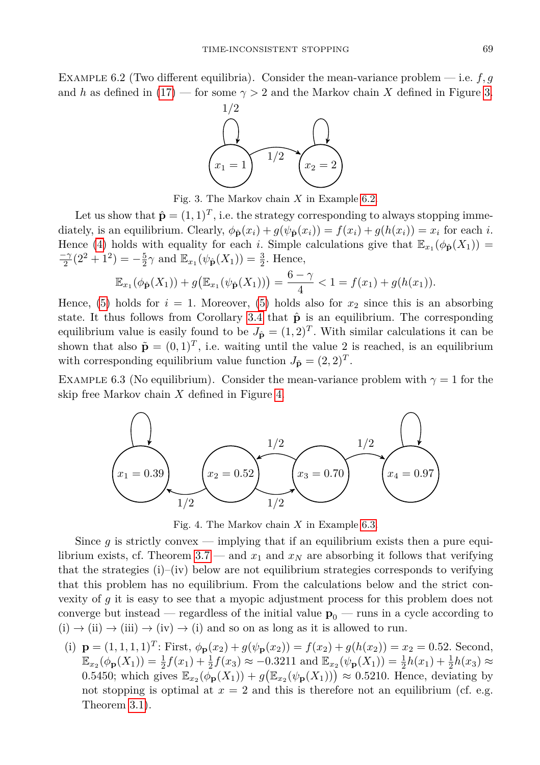Example 6.2 (Two different equilibria). Consider the mean-variance problem — i.e. $f, g$ and $h$ as defined in (17) — for some $\gamma > 2$ and the Markov chain $X$ defined in Figure 3.

Fig. 3. The Markov chain $X$ in Example 6.2.

Let us show that $\hat{\mathbf{p}} = (1,1)^T$, i.e. the strategy corresponding to always stopping immediately, is an equilibrium. Clearly, $\phi_{\hat{\mathbf{p}}}(x_i) + g(\psi_{\hat{\mathbf{p}}}(x_i)) = f(x_i) + g(h(x_i)) = x_i$ for each $i$. Hence (4) holds with equality for each $i$. Simple calculations give that $\mathbb{E}_{x_1}(\phi_{\hat{\mathbf{p}}}(X_1)) = \frac{-\gamma}{2}(2^2+1^2) = -\frac{5}{2}\gamma$ and $\mathbb{E}_{x_1}(\psi_{\hat{\mathbf{p}}}(X_1)) = \frac{3}{2}$. Hence,

$$\mathbb{E}_{x_1}(\phi_{\hat{\mathbf{p}}}(X_1)) + g\big(\mathbb{E}_{x_1}(\psi_{\hat{\mathbf{p}}}(X_1))\big) = \frac{6-\gamma}{4} < 1 = f(x_1) + g(h(x_1)).$$

Hence, (5) holds for $i = 1$. Moreover, (5) holds also for $x_2$ since this is an absorbing state. It thus follows from Corollary 3.4 that $\hat{\mathbf{p}}$ is an equilibrium. The corresponding equilibrium value is easily found to be $J_{\hat{\mathbf{p}}} = (1,2)^T$. With similar calculations it can be shown that also $\tilde{\mathbf{p}} = (0,1)^T$, i.e. waiting until the value 2 is reached, is an equilibrium with corresponding equilibrium value function $J_{\tilde{\mathbf{p}}} = (2,2)^T$.

Example 6.3 (No equilibrium). Consider the mean-variance problem with $\gamma = 1$ for the skip free Markov chain $X$ defined in Figure 4.

Fig. 4. The Markov chain $X$ in Example 6.3.

Since $g$ is strictly convex — implying that if an equilibrium exists then a pure equilibrium exists, cf. Theorem 3.7 — and $x_1$ and $x_N$ are absorbing it follows that verifying that the strategies (i)–(iv) below are not equilibrium strategies corresponds to verifying that this problem has no equilibrium. From the calculations below and the strict convexity of $g$ it is easy to see that a myopic adjustment process for this problem does not converge but instead — regardless of the initial value $\mathbf{p}_0$ — runs in a cycle according to (i) → (ii) → (iii) → (iv) → (i) and so on as long as it is allowed to run.

(i) $\mathbf{p} = (1,1,1,1)^T$: First, $\phi_{\mathbf{p}}(x_2) + g(\psi_{\mathbf{p}}(x_2)) = f(x_2) + g(h(x_2)) = x_2 = 0.52$. Second, $\mathbb{E}_{x_2}(\phi_{\mathbf{p}}(X_1)) = \frac{1}{2}f(x_1) + \frac{1}{2}f(x_3) \approx -0.3211$ and $\mathbb{E}_{x_2}(\psi_{\mathbf{p}}(X_1)) = \frac{1}{2}h(x_1) + \frac{1}{2}h(x_3) \approx 0.5450$; which gives $\mathbb{E}_{x_2}(\phi_{\mathbf{p}}(X_1)) + g\big(\mathbb{E}_{x_2}(\psi_{\mathbf{p}}(X_1))\big) \approx 0.5210$. Hence, deviating by not stopping is optimal at $x = 2$ and this is therefore not an equilibrium (cf. e.g. Theorem 3.1).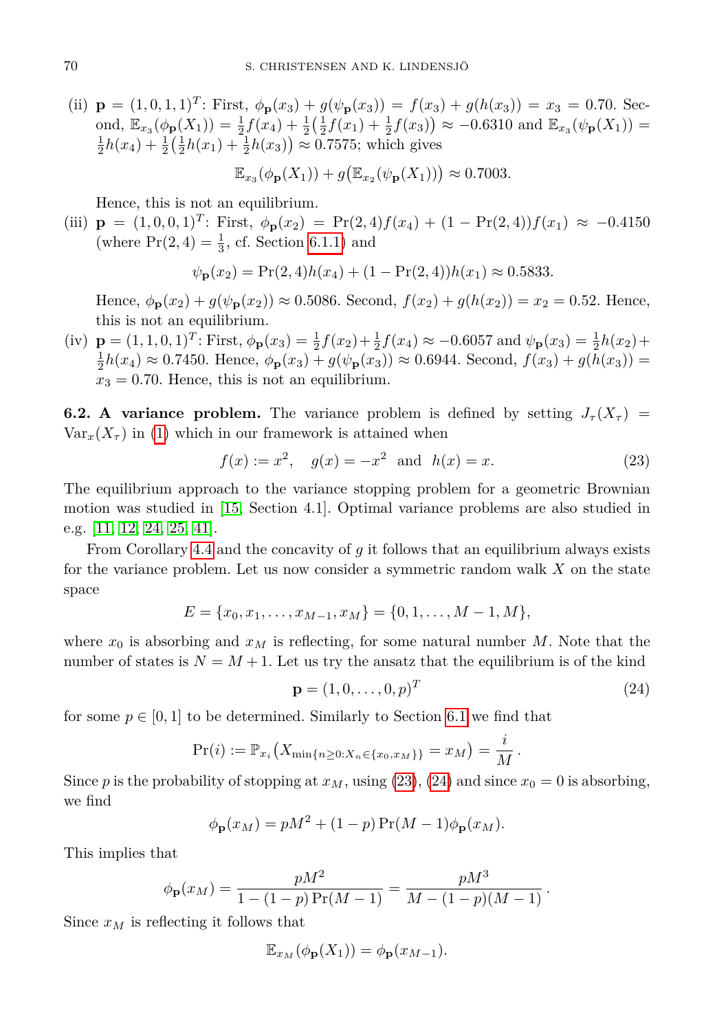(ii) $\mathbf{p} = (1,0,1,1)^T$: First, $\phi_{\mathbf{p}}(x_3) + g(\psi_{\mathbf{p}}(x_3)) = f(x_3) + g(h(x_3)) = x_3 = 0.70$. Second, $\mathbb{E}_{x_3}(\phi_{\mathbf{p}}(X_1)) = \frac{1}{2}f(x_4) + \frac{1}{2}\big(\frac{1}{2}f(x_1) + \frac{1}{2}f(x_3)\big) \approx -0.6310$ and $\mathbb{E}_{x_3}(\psi_{\mathbf{p}}(X_1)) = \frac{1}{2}h(x_4) + \frac{1}{2}\big(\frac{1}{2}h(x_1) + \frac{1}{2}h(x_3)\big) \approx 0.7575$; which gives

$$\mathbb{E}_{x_3}(\phi_{\mathbf{p}}(X_1)) + g\big(\mathbb{E}_{x_2}(\psi_{\mathbf{p}}(X_1))\big) \approx 0.7003.$$

Hence, this is not an equilibrium.

(iii) $\mathbf{p} = (1,0,0,1)^T$: First, $\phi_{\mathbf{p}}(x_2) = \Pr(2,4)f(x_4) + (1-\Pr(2,4))f(x_1) \approx -0.4150$ (where $\Pr(2,4) = \frac{1}{3}$, cf. Section 6.1.1) and

$$\psi_{\mathbf{p}}(x_2) = \Pr(2,4)h(x_4) + (1-\Pr(2,4))h(x_1) \approx 0.5833.$$

Hence, $\phi_{\mathbf{p}}(x_2) + g(\psi_{\mathbf{p}}(x_2)) \approx 0.5086$. Second, $f(x_2) + g(h(x_2)) = x_2 = 0.52$. Hence, this is not an equilibrium.

(iv) $\mathbf{p} = (1,1,0,1)^T$: First, $\phi_{\mathbf{p}}(x_3) = \frac{1}{2}f(x_2) + \frac{1}{2}f(x_4) \approx -0.6057$ and $\psi_{\mathbf{p}}(x_3) = \frac{1}{2}h(x_2) + \frac{1}{2}h(x_4) \approx 0.7450$. Hence, $\phi_{\mathbf{p}}(x_3) + g(\psi_{\mathbf{p}}(x_3)) \approx 0.6944$. Second, $f(x_3) + g(h(x_3)) = x_3 = 0.70$. Hence, this is not an equilibrium.

**6.2. A variance problem.** The variance problem is defined by setting $J_\tau(X_\tau) = \mathrm{Var}_x(X_\tau)$ in (1) which in our framework is attained when

$$f(x) := x^2, \quad g(x) = -x^2 \ \text{ and } \ h(x) = x. \tag{23}$$

The equilibrium approach to the variance stopping problem for a geometric Brownian motion was studied in [15, Section 4.1]. Optimal variance problems are also studied in e.g. [11, 12, 24, 25, 41].

From Corollary 4.4 and the concavity of $g$ it follows that an equilibrium always exists for the variance problem. Let us now consider a symmetric random walk $X$ on the state space

$$E = \{x_0, x_1, \ldots, x_{M-1}, x_M\} = \{0, 1, \ldots, M-1, M\},$$

where $x_0$ is absorbing and $x_M$ is reflecting, for some natural number $M$. Note that the number of states is $N = M+1$. Let us try the ansatz that the equilibrium is of the kind

$$\mathbf{p} = (1, 0, \ldots, 0, p)^T \tag{24}$$

for some $p \in [0,1]$ to be determined. Similarly to Section 6.1 we find that

$$\Pr(i) := \mathbb{P}_{x_i}\big(X_{\min\{n\geq 0: X_n \in \{x_0, x_M\}\}} = x_M\big) = \frac{i}{M}\,.$$

Since $p$ is the probability of stopping at $x_M$, using (23), (24) and since $x_0 = 0$ is absorbing, we find

$$\phi_{\mathbf{p}}(x_M) = pM^2 + (1-p)\Pr(M-1)\phi_{\mathbf{p}}(x_M).$$

This implies that

$$\phi_{\mathbf{p}}(x_M) = \frac{pM^2}{1-(1-p)\Pr(M-1)} = \frac{pM^3}{M-(1-p)(M-1)}\,.$$

Since $x_M$ is reflecting it follows that

$$\mathbb{E}_{x_M}(\phi_{\mathbf{p}}(X_1)) = \phi_{\mathbf{p}}(x_{M-1}).$$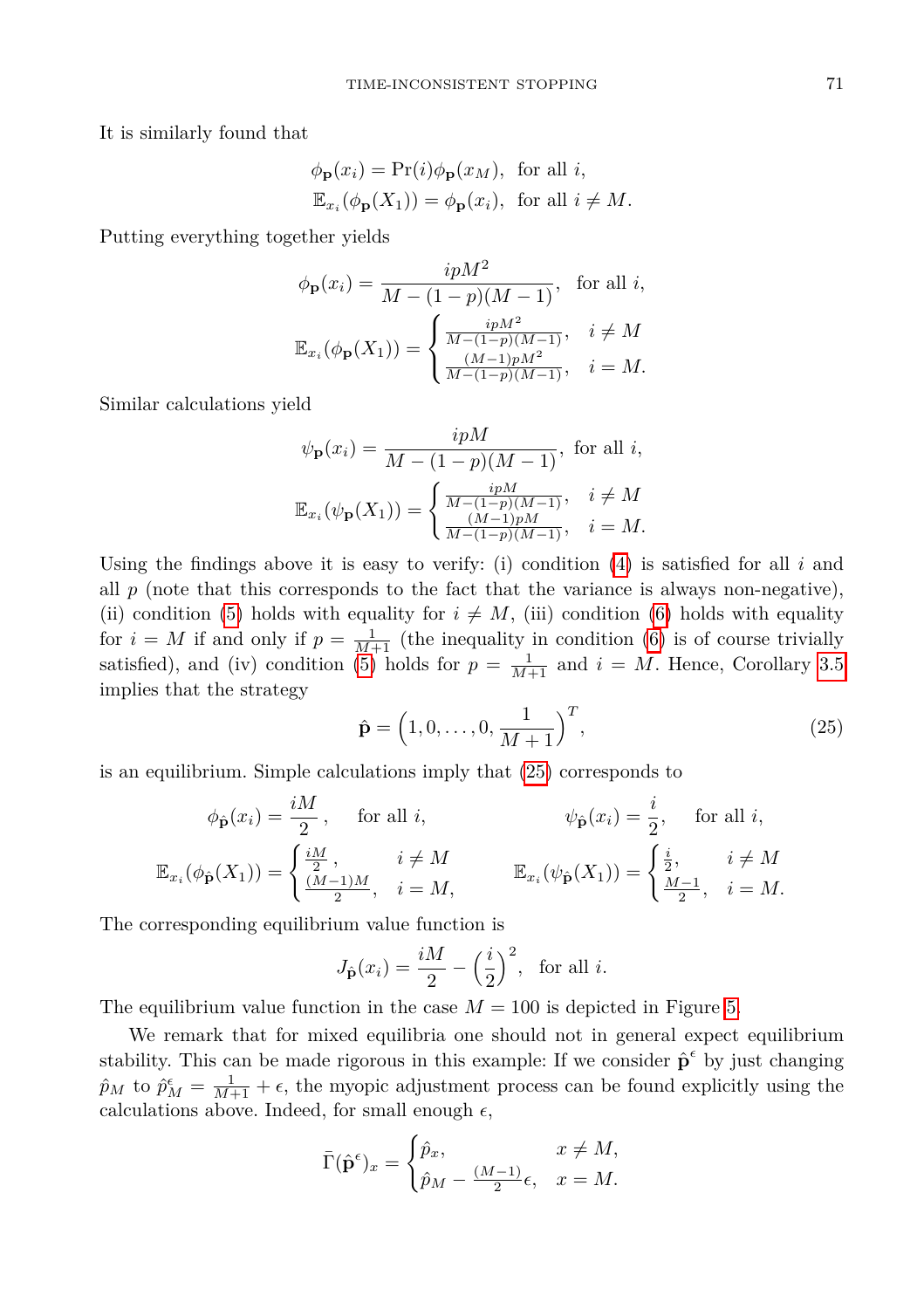It is similarly found that

$$\phi_{\mathbf{p}}(x_i) = \Pr(i)\phi_{\mathbf{p}}(x_M), \text{ for all } i,$$
$$\mathbb{E}_{x_i}(\phi_{\mathbf{p}}(X_1)) = \phi_{\mathbf{p}}(x_i), \text{ for all } i \neq M.$$

Putting everything together yields

$$\phi_{\mathbf{p}}(x_i) = \frac{ipM^2}{M-(1-p)(M-1)}, \text{ for all } i,$$
$$\mathbb{E}_{x_i}(\phi_{\mathbf{p}}(X_1)) = \begin{cases} \frac{ipM^2}{M-(1-p)(M-1)}, & i \neq M \\ \frac{(M-1)pM^2}{M-(1-p)(M-1)}, & i = M. \end{cases}$$

Similar calculations yield

$$\psi_{\mathbf{p}}(x_i) = \frac{ipM}{M-(1-p)(M-1)}, \text{ for all } i,$$
$$\mathbb{E}_{x_i}(\psi_{\mathbf{p}}(X_1)) = \begin{cases} \frac{ipM}{M-(1-p)(M-1)}, & i \neq M \\ \frac{(M-1)pM}{M-(1-p)(M-1)}, & i = M. \end{cases}$$

Using the findings above it is easy to verify: (i) condition (4) is satisfied for all $i$ and all $p$ (note that this corresponds to the fact that the variance is always non-negative), (ii) condition (5) holds with equality for $i \neq M$, (iii) condition (6) holds with equality for $i = M$ if and only if $p = \frac{1}{M+1}$ (the inequality in condition (6) is of course trivially satisfied), and (iv) condition (5) holds for $p = \frac{1}{M+1}$ and $i = M$. Hence, Corollary 3.5 implies that the strategy

$$\hat{\mathbf{p}} = \left(1, 0, \ldots, 0, \frac{1}{M+1}\right)^T, \tag{25}$$

is an equilibrium. Simple calculations imply that (25) corresponds to

$$\phi_{\hat{\mathbf{p}}}(x_i) = \frac{iM}{2}, \quad \text{for all } i, \qquad \psi_{\hat{\mathbf{p}}}(x_i) = \frac{i}{2}, \quad \text{for all } i,$$
$$\mathbb{E}_{x_i}(\phi_{\hat{\mathbf{p}}}(X_1)) = \begin{cases} \frac{iM}{2}, & i \neq M \\ \frac{(M-1)M}{2}, & i = M, \end{cases} \qquad \mathbb{E}_{x_i}(\psi_{\hat{\mathbf{p}}}(X_1)) = \begin{cases} \frac{i}{2}, & i \neq M \\ \frac{M-1}{2}, & i = M. \end{cases}$$

The corresponding equilibrium value function is

$$J_{\hat{\mathbf{p}}}(x_i) = \frac{iM}{2} - \left(\frac{i}{2}\right)^2, \text{ for all } i.$$

The equilibrium value function in the case $M = 100$ is depicted in Figure 5.

We remark that for mixed equilibria one should not in general expect equilibrium stability. This can be made rigorous in this example: If we consider $\hat{\mathbf{p}}^\epsilon$ by just changing $\hat{p}_M$ to $\hat{p}_M^\epsilon = \frac{1}{M+1} + \epsilon$, the myopic adjustment process can be found explicitly using the calculations above. Indeed, for small enough $\epsilon$,

$$\bar{\Gamma}(\hat{\mathbf{p}}^\epsilon)_x = \begin{cases} \hat{p}_x, & x \neq M, \\ \hat{p}_M - \frac{(M-1)}{2}\epsilon, & x = M. \end{cases}$$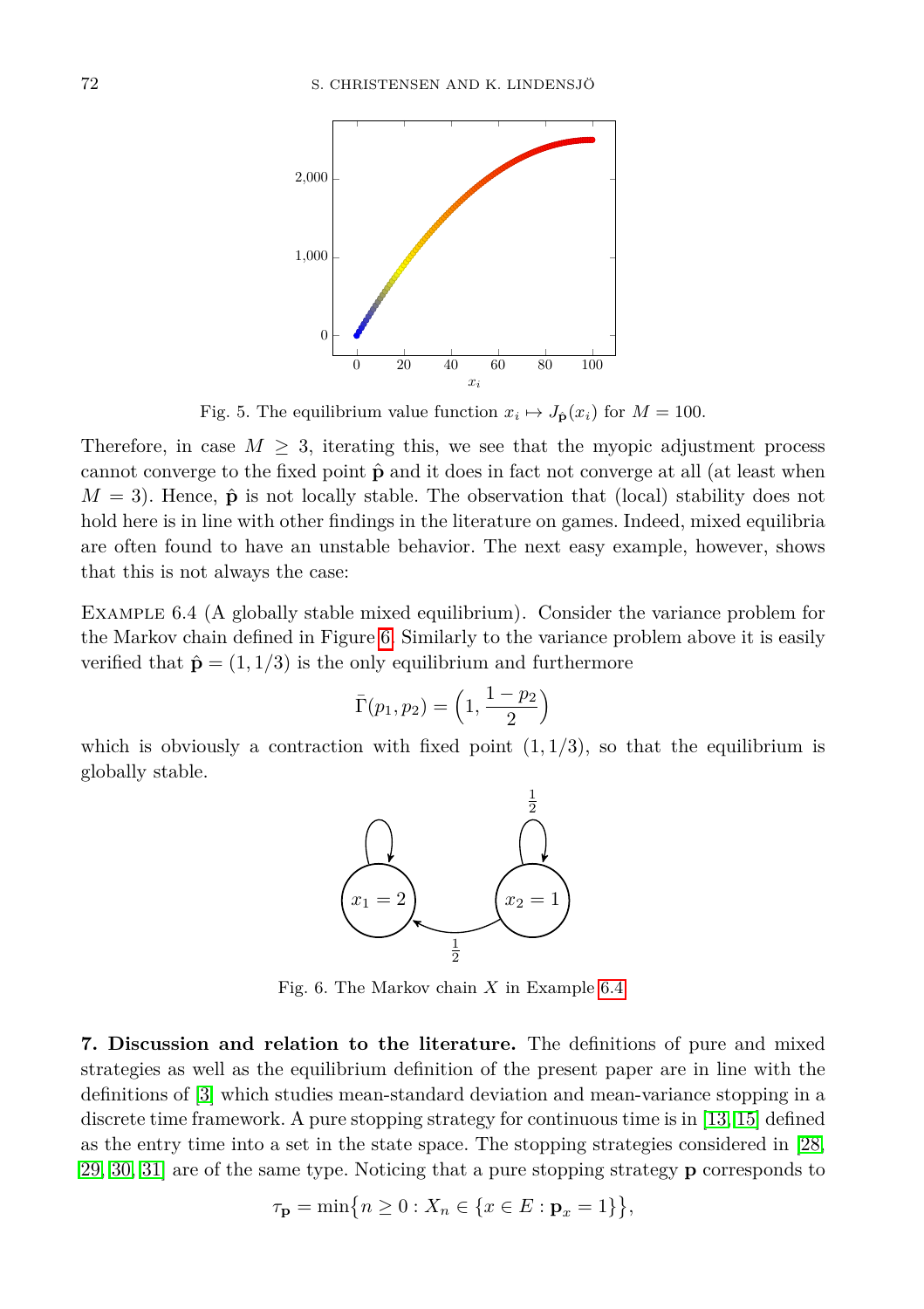Fig. 5. The equilibrium value function $x_i \mapsto J_{\hat{\mathbf{p}}}(x_i)$ for $M = 100$.

Therefore, in case $M \geq 3$, iterating this, we see that the myopic adjustment process cannot converge to the fixed point $\hat{\mathbf{p}}$ and it does in fact not converge at all (at least when $M = 3$). Hence, $\hat{\mathbf{p}}$ is not locally stable. The observation that (local) stability does not hold here is in line with other findings in the literature on games. Indeed, mixed equilibria are often found to have an unstable behavior. The next easy example, however, shows that this is not always the case:

Example 6.4 (A globally stable mixed equilibrium). Consider the variance problem for the Markov chain defined in Figure 6. Similarly to the variance problem above it is easily verified that $\hat{\mathbf{p}} = (1, 1/3)$ is the only equilibrium and furthermore

$$\bar{\Gamma}(p_1, p_2) = \left(1, \frac{1 - p_2}{2}\right)$$

which is obviously a contraction with fixed point $(1, 1/3)$, so that the equilibrium is globally stable.

Fig. 6. The Markov chain $X$ in Example 6.4

**7. Discussion and relation to the literature.** The definitions of pure and mixed strategies as well as the equilibrium definition of the present paper are in line with the definitions of [3] which studies mean-standard deviation and mean-variance stopping in a discrete time framework. A pure stopping strategy for continuous time is in [13, 15] defined as the entry time into a set in the state space. The stopping strategies considered in [28, 29, 30, 31] are of the same type. Noticing that a pure stopping strategy $\mathbf{p}$ corresponds to

$$\tau_{\mathbf{p}} = \min\{n \geq 0 : X_n \in \{x \in E : \mathbf{p}_x = 1\}\},$$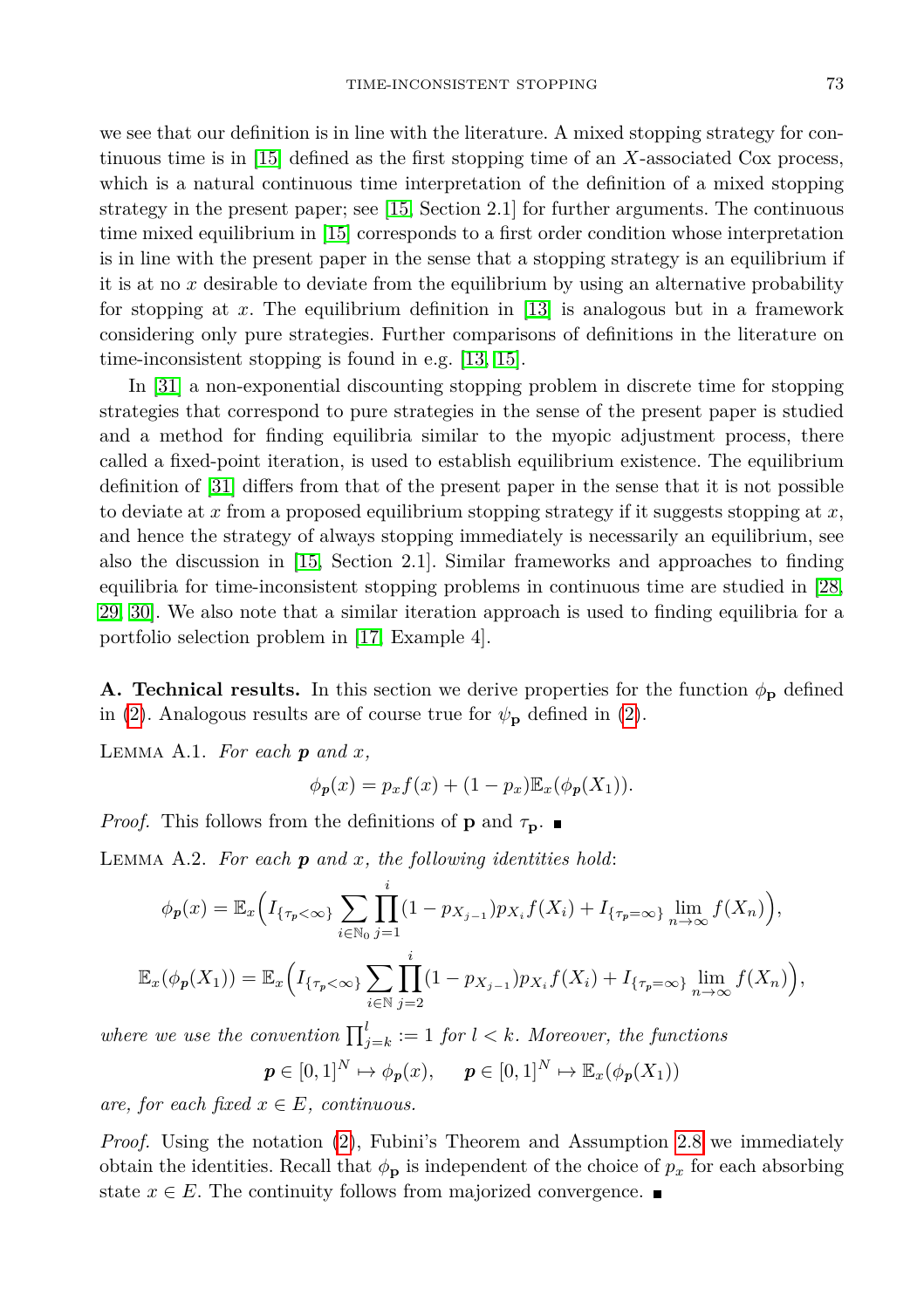we see that our definition is in line with the literature. A mixed stopping strategy for continuous time is in [15] defined as the first stopping time of an $X$-associated Cox process, which is a natural continuous time interpretation of the definition of a mixed stopping strategy in the present paper; see [15, Section 2.1] for further arguments. The continuous time mixed equilibrium in [15] corresponds to a first order condition whose interpretation is in line with the present paper in the sense that a stopping strategy is an equilibrium if it is at no $x$ desirable to deviate from the equilibrium by using an alternative probability for stopping at $x$. The equilibrium definition in [13] is analogous but in a framework considering only pure strategies. Further comparisons of definitions in the literature on time-inconsistent stopping is found in e.g. [13, 15].

In [31] a non-exponential discounting stopping problem in discrete time for stopping strategies that correspond to pure strategies in the sense of the present paper is studied and a method for finding equilibria similar to the myopic adjustment process, there called a fixed-point iteration, is used to establish equilibrium existence. The equilibrium definition of [31] differs from that of the present paper in the sense that it is not possible to deviate at $x$ from a proposed equilibrium stopping strategy if it suggests stopping at $x$, and hence the strategy of always stopping immediately is necessarily an equilibrium, see also the discussion in [15, Section 2.1]. Similar frameworks and approaches to finding equilibria for time-inconsistent stopping problems in continuous time are studied in [28, 29, 30]. We also note that a similar iteration approach is used to finding equilibria for a portfolio selection problem in [17, Example 4].

**A. Technical results.** In this section we derive properties for the function $\phi_{\mathbf{p}}$ defined in (2). Analogous results are of course true for $\psi_{\mathbf{p}}$ defined in (2).

LEMMA A.1. *For each $\boldsymbol{p}$ and $x$,*

$$\phi_{\boldsymbol{p}}(x) = p_x f(x) + (1-p_x)\mathbb{E}_x(\phi_{\boldsymbol{p}}(X_1)).$$

*Proof.* This follows from the definitions of $\mathbf{p}$ and $\tau_{\mathbf{p}}$. ∎

LEMMA A.2. *For each $\boldsymbol{p}$ and $x$, the following identities hold*:

$$\phi_{\boldsymbol{p}}(x) = \mathbb{E}_x\Big(I_{\{\tau_p<\infty\}}\sum_{i\in\mathbb{N}_0}\prod_{j=1}^{i}(1-p_{X_{j-1}})p_{X_i}f(X_i) + I_{\{\tau_p=\infty\}}\lim_{n\to\infty}f(X_n)\Big),$$

$$\mathbb{E}_x(\phi_{\boldsymbol{p}}(X_1)) = \mathbb{E}_x\Big(I_{\{\tau_p<\infty\}}\sum_{i\in\mathbb{N}}\prod_{j=2}^{i}(1-p_{X_{j-1}})p_{X_i}f(X_i) + I_{\{\tau_p=\infty\}}\lim_{n\to\infty}f(X_n)\Big),$$

*where we use the convention $\prod_{j=k}^{l} := 1$ for $l<k$. Moreover, the functions*

$$\boldsymbol{p}\in[0,1]^N \mapsto \phi_{\boldsymbol{p}}(x), \qquad \boldsymbol{p}\in[0,1]^N \mapsto \mathbb{E}_x(\phi_{\boldsymbol{p}}(X_1))$$

*are, for each fixed $x\in E$, continuous.*

*Proof.* Using the notation (2), Fubini's Theorem and Assumption 2.8 we immediately obtain the identities. Recall that $\phi_{\mathbf{p}}$ is independent of the choice of $p_x$ for each absorbing state $x\in E$. The continuity follows from majorized convergence. ∎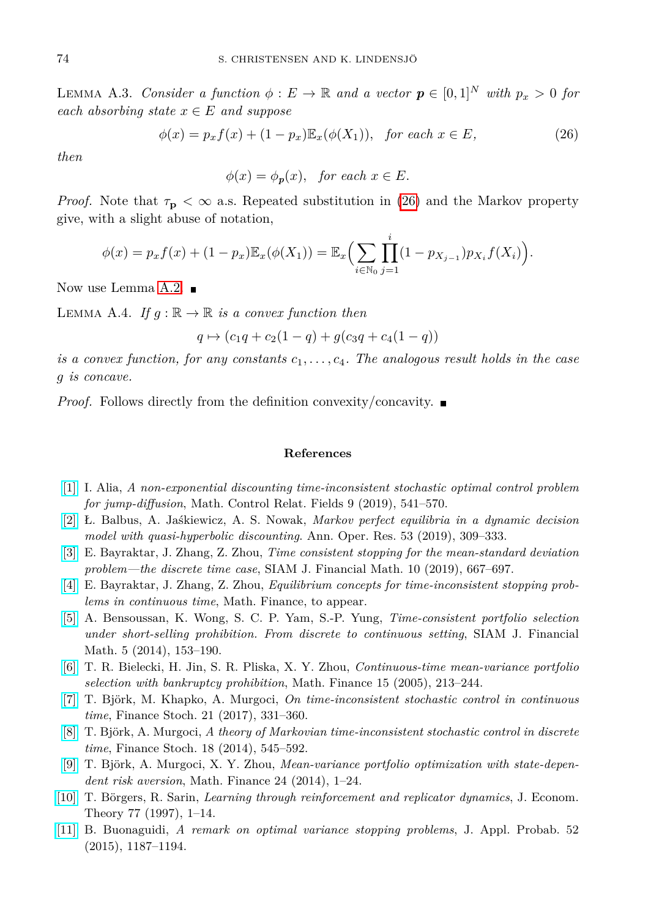Lemma A.3. *Consider a function $\phi : E \to \mathbb{R}$ and a vector $\boldsymbol{p} \in [0,1]^N$ with $p_x > 0$ for each absorbing state $x \in E$ and suppose*

$$\phi(x) = p_x f(x) + (1 - p_x)\mathbb{E}_x(\phi(X_1)), \quad \textit{for each } x \in E, \tag{26}$$

*then*

$$\phi(x) = \phi_{\boldsymbol{p}}(x), \quad \textit{for each } x \in E.$$

*Proof.* Note that $\tau_{\mathbf{p}} < \infty$ a.s. Repeated substitution in (26) and the Markov property give, with a slight abuse of notation,

$$\phi(x) = p_x f(x) + (1 - p_x)\mathbb{E}_x(\phi(X_1)) = \mathbb{E}_x\Big(\sum_{i \in \mathbb{N}_0} \prod_{j=1}^{i} (1 - p_{X_{j-1}}) p_{X_i} f(X_i)\Big).$$

Now use Lemma A.2. ∎

Lemma A.4. *If $g : \mathbb{R} \to \mathbb{R}$ is a convex function then*

$$q \mapsto (c_1 q + c_2(1 - q) + g(c_3 q + c_4(1 - q))$$

*is a convex function, for any constants $c_1, \ldots, c_4$. The analogous result holds in the case $g$ is concave.*

*Proof.* Follows directly from the definition convexity/concavity. ∎

## References

[1] I. Alia, *A non-exponential discounting time-inconsistent stochastic optimal control problem for jump-diffusion*, Math. Control Relat. Fields 9 (2019), 541–570.

[2] Ł. Balbus, A. Jaśkiewicz, A. S. Nowak, *Markov perfect equilibria in a dynamic decision model with quasi-hyperbolic discounting*. Ann. Oper. Res. 53 (2019), 309–333.

[3] E. Bayraktar, J. Zhang, Z. Zhou, *Time consistent stopping for the mean-standard deviation problem—the discrete time case*, SIAM J. Financial Math. 10 (2019), 667–697.

[4] E. Bayraktar, J. Zhang, Z. Zhou, *Equilibrium concepts for time-inconsistent stopping problems in continuous time*, Math. Finance, to appear.

[5] A. Bensoussan, K. Wong, S. C. P. Yam, S.-P. Yung, *Time-consistent portfolio selection under short-selling prohibition. From discrete to continuous setting*, SIAM J. Financial Math. 5 (2014), 153–190.

[6] T. R. Bielecki, H. Jin, S. R. Pliska, X. Y. Zhou, *Continuous-time mean-variance portfolio selection with bankruptcy prohibition*, Math. Finance 15 (2005), 213–244.

[7] T. Björk, M. Khapko, A. Murgoci, *On time-inconsistent stochastic control in continuous time*, Finance Stoch. 21 (2017), 331–360.

[8] T. Björk, A. Murgoci, *A theory of Markovian time-inconsistent stochastic control in discrete time*, Finance Stoch. 18 (2014), 545–592.

[9] T. Björk, A. Murgoci, X. Y. Zhou, *Mean-variance portfolio optimization with state-dependent risk aversion*, Math. Finance 24 (2014), 1–24.

[10] T. Börgers, R. Sarin, *Learning through reinforcement and replicator dynamics*, J. Econom. Theory 77 (1997), 1–14.

[11] B. Buonaguidi, *A remark on optimal variance stopping problems*, J. Appl. Probab. 52 (2015), 1187–1194.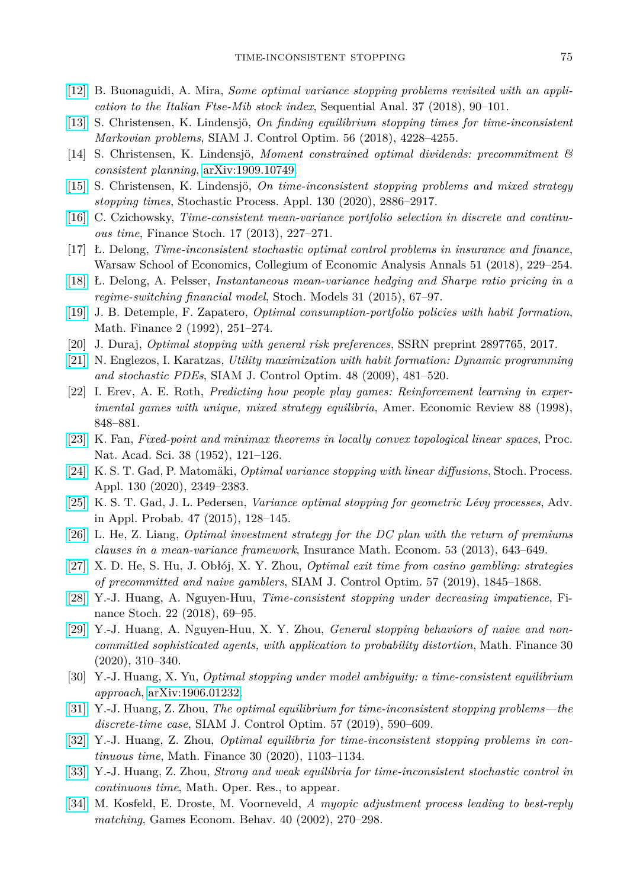[12] B. Buonaguidi, A. Mira, *Some optimal variance stopping problems revisited with an application to the Italian Ftse-Mib stock index*, Sequential Anal. 37 (2018), 90–101.

[13] S. Christensen, K. Lindensjö, *On finding equilibrium stopping times for time-inconsistent Markovian problems*, SIAM J. Control Optim. 56 (2018), 4228–4255.

[14] S. Christensen, K. Lindensjö, *Moment constrained optimal dividends: precommitment & consistent planning*, arXiv:1909.10749.

[15] S. Christensen, K. Lindensjö, *On time-inconsistent stopping problems and mixed strategy stopping times*, Stochastic Process. Appl. 130 (2020), 2886–2917.

[16] C. Czichowsky, *Time-consistent mean-variance portfolio selection in discrete and continuous time*, Finance Stoch. 17 (2013), 227–271.

[17] Ł. Delong, *Time-inconsistent stochastic optimal control problems in insurance and finance*, Warsaw School of Economics, Collegium of Economic Analysis Annals 51 (2018), 229–254.

[18] Ł. Delong, A. Pelsser, *Instantaneous mean-variance hedging and Sharpe ratio pricing in a regime-switching financial model*, Stoch. Models 31 (2015), 67–97.

[19] J. B. Detemple, F. Zapatero, *Optimal consumption-portfolio policies with habit formation*, Math. Finance 2 (1992), 251–274.

[20] J. Duraj, *Optimal stopping with general risk preferences*, SSRN preprint 2897765, 2017.

[21] N. Englezos, I. Karatzas, *Utility maximization with habit formation: Dynamic programming and stochastic PDEs*, SIAM J. Control Optim. 48 (2009), 481–520.

[22] I. Erev, A. E. Roth, *Predicting how people play games: Reinforcement learning in experimental games with unique, mixed strategy equilibria*, Amer. Economic Review 88 (1998), 848–881.

[23] K. Fan, *Fixed-point and minimax theorems in locally convex topological linear spaces*, Proc. Nat. Acad. Sci. 38 (1952), 121–126.

[24] K. S. T. Gad, P. Matomäki, *Optimal variance stopping with linear diffusions*, Stoch. Process. Appl. 130 (2020), 2349–2383.

[25] K. S. T. Gad, J. L. Pedersen, *Variance optimal stopping for geometric Lévy processes*, Adv. in Appl. Probab. 47 (2015), 128–145.

[26] L. He, Z. Liang, *Optimal investment strategy for the DC plan with the return of premiums clauses in a mean-variance framework*, Insurance Math. Econom. 53 (2013), 643–649.

[27] X. D. He, S. Hu, J. Obłój, X. Y. Zhou, *Optimal exit time from casino gambling: strategies of precommitted and naive gamblers*, SIAM J. Control Optim. 57 (2019), 1845–1868.

[28] Y.-J. Huang, A. Nguyen-Huu, *Time-consistent stopping under decreasing impatience*, Finance Stoch. 22 (2018), 69–95.

[29] Y.-J. Huang, A. Nguyen-Huu, X. Y. Zhou, *General stopping behaviors of naive and noncommitted sophisticated agents, with application to probability distortion*, Math. Finance 30 (2020), 310–340.

[30] Y.-J. Huang, X. Yu, *Optimal stopping under model ambiguity: a time-consistent equilibrium approach*, arXiv:1906.01232.

[31] Y.-J. Huang, Z. Zhou, *The optimal equilibrium for time-inconsistent stopping problems—the discrete-time case*, SIAM J. Control Optim. 57 (2019), 590–609.

[32] Y.-J. Huang, Z. Zhou, *Optimal equilibria for time-inconsistent stopping problems in continuous time*, Math. Finance 30 (2020), 1103–1134.

[33] Y.-J. Huang, Z. Zhou, *Strong and weak equilibria for time-inconsistent stochastic control in continuous time*, Math. Oper. Res., to appear.

[34] M. Kosfeld, E. Droste, M. Voorneveld, *A myopic adjustment process leading to best-reply matching*, Games Econom. Behav. 40 (2002), 270–298.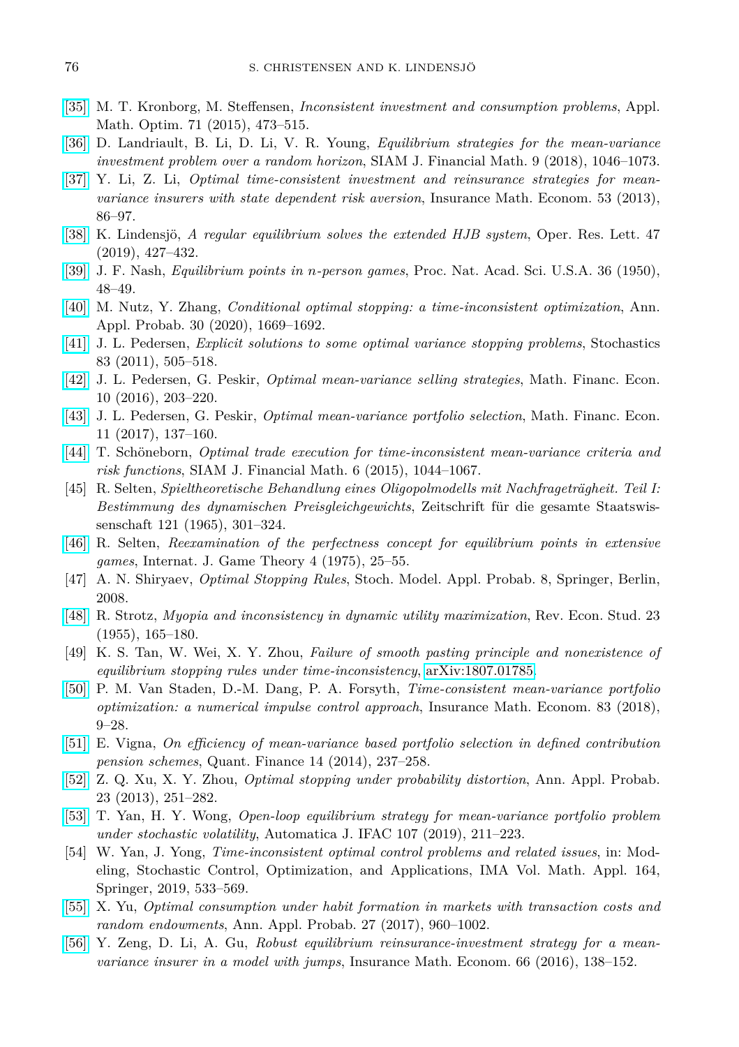[35] M. T. Kronborg, M. Steffensen, *Inconsistent investment and consumption problems*, Appl. Math. Optim. 71 (2015), 473–515.

[36] D. Landriault, B. Li, D. Li, V. R. Young, *Equilibrium strategies for the mean-variance investment problem over a random horizon*, SIAM J. Financial Math. 9 (2018), 1046–1073.

[37] Y. Li, Z. Li, *Optimal time-consistent investment and reinsurance strategies for mean-variance insurers with state dependent risk aversion*, Insurance Math. Econom. 53 (2013), 86–97.

[38] K. Lindensjö, *A regular equilibrium solves the extended HJB system*, Oper. Res. Lett. 47 (2019), 427–432.

[39] J. F. Nash, *Equilibrium points in n-person games*, Proc. Nat. Acad. Sci. U.S.A. 36 (1950), 48–49.

[40] M. Nutz, Y. Zhang, *Conditional optimal stopping: a time-inconsistent optimization*, Ann. Appl. Probab. 30 (2020), 1669–1692.

[41] J. L. Pedersen, *Explicit solutions to some optimal variance stopping problems*, Stochastics 83 (2011), 505–518.

[42] J. L. Pedersen, G. Peskir, *Optimal mean-variance selling strategies*, Math. Financ. Econ. 10 (2016), 203–220.

[43] J. L. Pedersen, G. Peskir, *Optimal mean-variance portfolio selection*, Math. Financ. Econ. 11 (2017), 137–160.

[44] T. Schöneborn, *Optimal trade execution for time-inconsistent mean-variance criteria and risk functions*, SIAM J. Financial Math. 6 (2015), 1044–1067.

[45] R. Selten, *Spieltheoretische Behandlung eines Oligopolmodells mit Nachfrageträgheit. Teil I: Bestimmung des dynamischen Preisgleichgewichts*, Zeitschrift für die gesamte Staatswissenschaft 121 (1965), 301–324.

[46] R. Selten, *Reexamination of the perfectness concept for equilibrium points in extensive games*, Internat. J. Game Theory 4 (1975), 25–55.

[47] A. N. Shiryaev, *Optimal Stopping Rules*, Stoch. Model. Appl. Probab. 8, Springer, Berlin, 2008.

[48] R. Strotz, *Myopia and inconsistency in dynamic utility maximization*, Rev. Econ. Stud. 23 (1955), 165–180.

[49] K. S. Tan, W. Wei, X. Y. Zhou, *Failure of smooth pasting principle and nonexistence of equilibrium stopping rules under time-inconsistency*, arXiv:1807.01785.

[50] P. M. Van Staden, D.-M. Dang, P. A. Forsyth, *Time-consistent mean-variance portfolio optimization: a numerical impulse control approach*, Insurance Math. Econom. 83 (2018), 9–28.

[51] E. Vigna, *On efficiency of mean-variance based portfolio selection in defined contribution pension schemes*, Quant. Finance 14 (2014), 237–258.

[52] Z. Q. Xu, X. Y. Zhou, *Optimal stopping under probability distortion*, Ann. Appl. Probab. 23 (2013), 251–282.

[53] T. Yan, H. Y. Wong, *Open-loop equilibrium strategy for mean-variance portfolio problem under stochastic volatility*, Automatica J. IFAC 107 (2019), 211–223.

[54] W. Yan, J. Yong, *Time-inconsistent optimal control problems and related issues*, in: Modeling, Stochastic Control, Optimization, and Applications, IMA Vol. Math. Appl. 164, Springer, 2019, 533–569.

[55] X. Yu, *Optimal consumption under habit formation in markets with transaction costs and random endowments*, Ann. Appl. Probab. 27 (2017), 960–1002.

[56] Y. Zeng, D. Li, A. Gu, *Robust equilibrium reinsurance-investment strategy for a mean-variance insurer in a model with jumps*, Insurance Math. Econom. 66 (2016), 138–152.